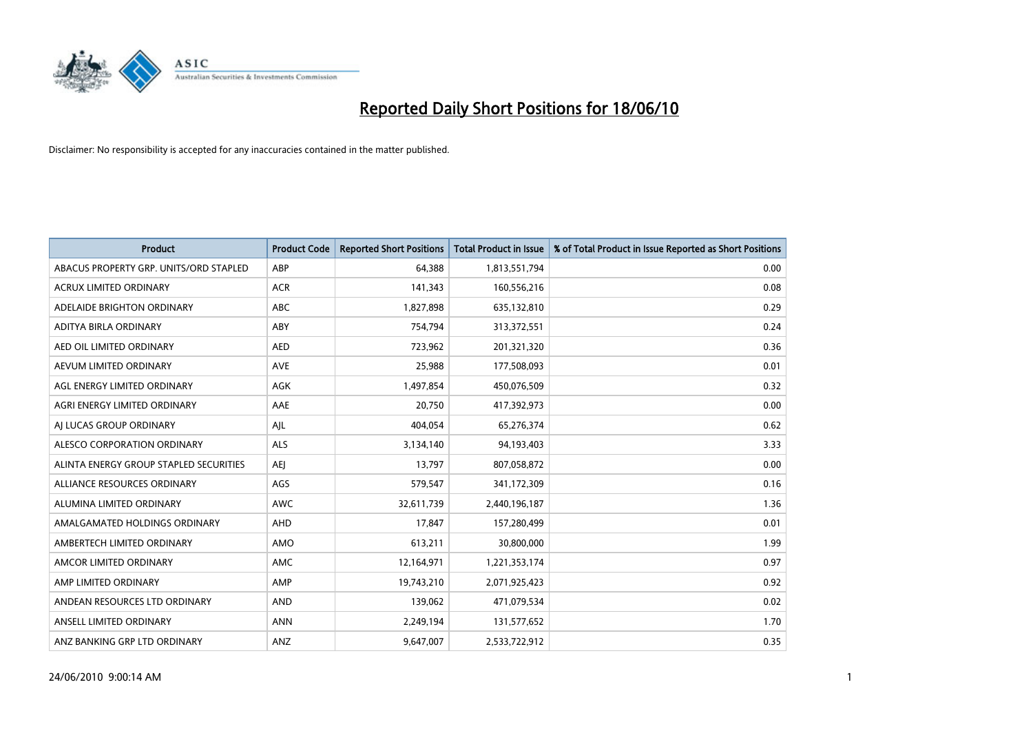# Reported Daily Short Positions for 18/06/10

Disclaimer: No responsibility is accepted for any inaccuracies contained in the matter published.

| Product | Product Code | Reported Short Positions | Total Product in Issue | % of Total Product in Issue Reported as Short Positions |
|---|---|---|---|---|
| ABACUS PROPERTY GRP. UNITS/ORD STAPLED | ABP | 64,388 | 1,813,551,794 | 0.00 |
| ACRUX LIMITED ORDINARY | ACR | 141,343 | 160,556,216 | 0.08 |
| ADELAIDE BRIGHTON ORDINARY | ABC | 1,827,898 | 635,132,810 | 0.29 |
| ADITYA BIRLA ORDINARY | ABY | 754,794 | 313,372,551 | 0.24 |
| AED OIL LIMITED ORDINARY | AED | 723,962 | 201,321,320 | 0.36 |
| AEVUM LIMITED ORDINARY | AVE | 25,988 | 177,508,093 | 0.01 |
| AGL ENERGY LIMITED ORDINARY | AGK | 1,497,854 | 450,076,509 | 0.32 |
| AGRI ENERGY LIMITED ORDINARY | AAE | 20,750 | 417,392,973 | 0.00 |
| AJ LUCAS GROUP ORDINARY | AJL | 404,054 | 65,276,374 | 0.62 |
| ALESCO CORPORATION ORDINARY | ALS | 3,134,140 | 94,193,403 | 3.33 |
| ALINTA ENERGY GROUP STAPLED SECURITIES | AEJ | 13,797 | 807,058,872 | 0.00 |
| ALLIANCE RESOURCES ORDINARY | AGS | 579,547 | 341,172,309 | 0.16 |
| ALUMINA LIMITED ORDINARY | AWC | 32,611,739 | 2,440,196,187 | 1.36 |
| AMALGAMATED HOLDINGS ORDINARY | AHD | 17,847 | 157,280,499 | 0.01 |
| AMBERTECH LIMITED ORDINARY | AMO | 613,211 | 30,800,000 | 1.99 |
| AMCOR LIMITED ORDINARY | AMC | 12,164,971 | 1,221,353,174 | 0.97 |
| AMP LIMITED ORDINARY | AMP | 19,743,210 | 2,071,925,423 | 0.92 |
| ANDEAN RESOURCES LTD ORDINARY | AND | 139,062 | 471,079,534 | 0.02 |
| ANSELL LIMITED ORDINARY | ANN | 2,249,194 | 131,577,652 | 1.70 |
| ANZ BANKING GRP LTD ORDINARY | ANZ | 9,647,007 | 2,533,722,912 | 0.35 |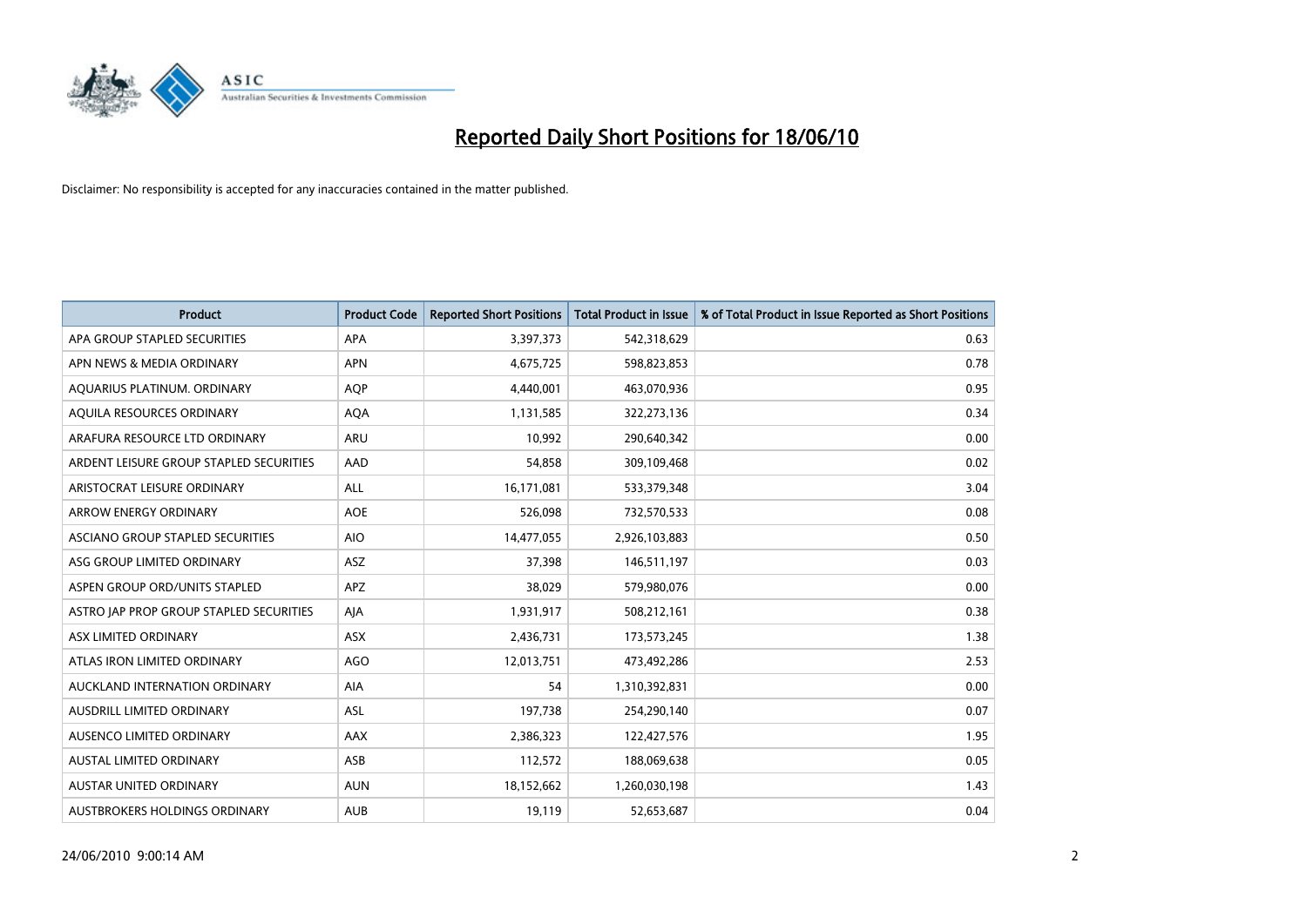# Reported Daily Short Positions for 18/06/10

Disclaimer: No responsibility is accepted for any inaccuracies contained in the matter published.

| Product | Product Code | Reported Short Positions | Total Product in Issue | % of Total Product in Issue Reported as Short Positions |
|---|---|---|---|---|
| APA GROUP STAPLED SECURITIES | APA | 3,397,373 | 542,318,629 | 0.63 |
| APN NEWS & MEDIA ORDINARY | APN | 4,675,725 | 598,823,853 | 0.78 |
| AQUARIUS PLATINUM. ORDINARY | AQP | 4,440,001 | 463,070,936 | 0.95 |
| AQUILA RESOURCES ORDINARY | AQA | 1,131,585 | 322,273,136 | 0.34 |
| ARAFURA RESOURCE LTD ORDINARY | ARU | 10,992 | 290,640,342 | 0.00 |
| ARDENT LEISURE GROUP STAPLED SECURITIES | AAD | 54,858 | 309,109,468 | 0.02 |
| ARISTOCRAT LEISURE ORDINARY | ALL | 16,171,081 | 533,379,348 | 3.04 |
| ARROW ENERGY ORDINARY | AOE | 526,098 | 732,570,533 | 0.08 |
| ASCIANO GROUP STAPLED SECURITIES | AIO | 14,477,055 | 2,926,103,883 | 0.50 |
| ASG GROUP LIMITED ORDINARY | ASZ | 37,398 | 146,511,197 | 0.03 |
| ASPEN GROUP ORD/UNITS STAPLED | APZ | 38,029 | 579,980,076 | 0.00 |
| ASTRO JAP PROP GROUP STAPLED SECURITIES | AJA | 1,931,917 | 508,212,161 | 0.38 |
| ASX LIMITED ORDINARY | ASX | 2,436,731 | 173,573,245 | 1.38 |
| ATLAS IRON LIMITED ORDINARY | AGO | 12,013,751 | 473,492,286 | 2.53 |
| AUCKLAND INTERNATION ORDINARY | AIA | 54 | 1,310,392,831 | 0.00 |
| AUSDRILL LIMITED ORDINARY | ASL | 197,738 | 254,290,140 | 0.07 |
| AUSENCO LIMITED ORDINARY | AAX | 2,386,323 | 122,427,576 | 1.95 |
| AUSTAL LIMITED ORDINARY | ASB | 112,572 | 188,069,638 | 0.05 |
| AUSTAR UNITED ORDINARY | AUN | 18,152,662 | 1,260,030,198 | 1.43 |
| AUSTBROKERS HOLDINGS ORDINARY | AUB | 19,119 | 52,653,687 | 0.04 |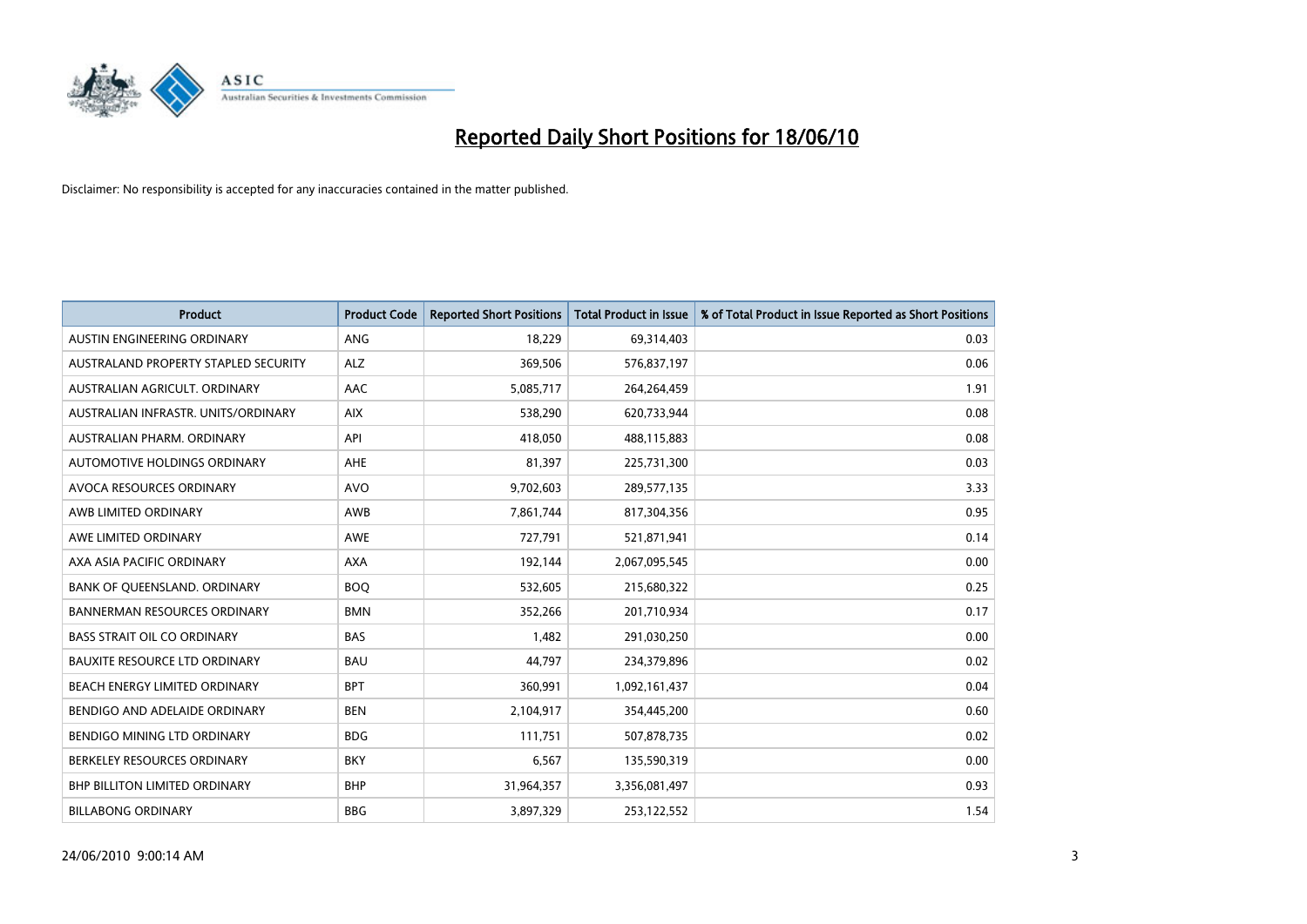# Reported Daily Short Positions for 18/06/10

Disclaimer: No responsibility is accepted for any inaccuracies contained in the matter published.

| Product | Product Code | Reported Short Positions | Total Product in Issue | % of Total Product in Issue Reported as Short Positions |
|---|---|---|---|---|
| AUSTIN ENGINEERING ORDINARY | ANG | 18,229 | 69,314,403 | 0.03 |
| AUSTRALAND PROPERTY STAPLED SECURITY | ALZ | 369,506 | 576,837,197 | 0.06 |
| AUSTRALIAN AGRICULT. ORDINARY | AAC | 5,085,717 | 264,264,459 | 1.91 |
| AUSTRALIAN INFRASTR. UNITS/ORDINARY | AIX | 538,290 | 620,733,944 | 0.08 |
| AUSTRALIAN PHARM. ORDINARY | API | 418,050 | 488,115,883 | 0.08 |
| AUTOMOTIVE HOLDINGS ORDINARY | AHE | 81,397 | 225,731,300 | 0.03 |
| AVOCA RESOURCES ORDINARY | AVO | 9,702,603 | 289,577,135 | 3.33 |
| AWB LIMITED ORDINARY | AWB | 7,861,744 | 817,304,356 | 0.95 |
| AWE LIMITED ORDINARY | AWE | 727,791 | 521,871,941 | 0.14 |
| AXA ASIA PACIFIC ORDINARY | AXA | 192,144 | 2,067,095,545 | 0.00 |
| BANK OF QUEENSLAND. ORDINARY | BOQ | 532,605 | 215,680,322 | 0.25 |
| BANNERMAN RESOURCES ORDINARY | BMN | 352,266 | 201,710,934 | 0.17 |
| BASS STRAIT OIL CO ORDINARY | BAS | 1,482 | 291,030,250 | 0.00 |
| BAUXITE RESOURCE LTD ORDINARY | BAU | 44,797 | 234,379,896 | 0.02 |
| BEACH ENERGY LIMITED ORDINARY | BPT | 360,991 | 1,092,161,437 | 0.04 |
| BENDIGO AND ADELAIDE ORDINARY | BEN | 2,104,917 | 354,445,200 | 0.60 |
| BENDIGO MINING LTD ORDINARY | BDG | 111,751 | 507,878,735 | 0.02 |
| BERKELEY RESOURCES ORDINARY | BKY | 6,567 | 135,590,319 | 0.00 |
| BHP BILLITON LIMITED ORDINARY | BHP | 31,964,357 | 3,356,081,497 | 0.93 |
| BILLABONG ORDINARY | BBG | 3,897,329 | 253,122,552 | 1.54 |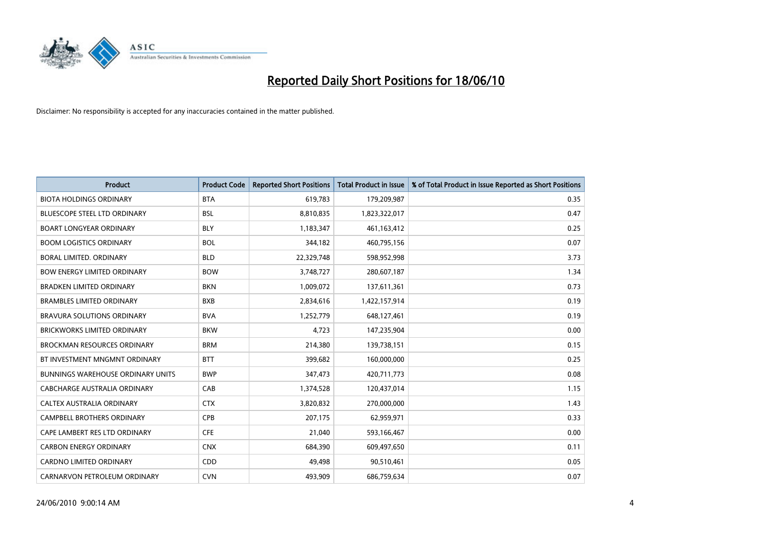# Reported Daily Short Positions for 18/06/10

Disclaimer: No responsibility is accepted for any inaccuracies contained in the matter published.

| Product | Product Code | Reported Short Positions | Total Product in Issue | % of Total Product in Issue Reported as Short Positions |
|---|---|---|---|---|
| BIOTA HOLDINGS ORDINARY | BTA | 619,783 | 179,209,987 | 0.35 |
| BLUESCOPE STEEL LTD ORDINARY | BSL | 8,810,835 | 1,823,322,017 | 0.47 |
| BOART LONGYEAR ORDINARY | BLY | 1,183,347 | 461,163,412 | 0.25 |
| BOOM LOGISTICS ORDINARY | BOL | 344,182 | 460,795,156 | 0.07 |
| BORAL LIMITED. ORDINARY | BLD | 22,329,748 | 598,952,998 | 3.73 |
| BOW ENERGY LIMITED ORDINARY | BOW | 3,748,727 | 280,607,187 | 1.34 |
| BRADKEN LIMITED ORDINARY | BKN | 1,009,072 | 137,611,361 | 0.73 |
| BRAMBLES LIMITED ORDINARY | BXB | 2,834,616 | 1,422,157,914 | 0.19 |
| BRAVURA SOLUTIONS ORDINARY | BVA | 1,252,779 | 648,127,461 | 0.19 |
| BRICKWORKS LIMITED ORDINARY | BKW | 4,723 | 147,235,904 | 0.00 |
| BROCKMAN RESOURCES ORDINARY | BRM | 214,380 | 139,738,151 | 0.15 |
| BT INVESTMENT MNGMNT ORDINARY | BTT | 399,682 | 160,000,000 | 0.25 |
| BUNNINGS WAREHOUSE ORDINARY UNITS | BWP | 347,473 | 420,711,773 | 0.08 |
| CABCHARGE AUSTRALIA ORDINARY | CAB | 1,374,528 | 120,437,014 | 1.15 |
| CALTEX AUSTRALIA ORDINARY | CTX | 3,820,832 | 270,000,000 | 1.43 |
| CAMPBELL BROTHERS ORDINARY | CPB | 207,175 | 62,959,971 | 0.33 |
| CAPE LAMBERT RES LTD ORDINARY | CFE | 21,040 | 593,166,467 | 0.00 |
| CARBON ENERGY ORDINARY | CNX | 684,390 | 609,497,650 | 0.11 |
| CARDNO LIMITED ORDINARY | CDD | 49,498 | 90,510,461 | 0.05 |
| CARNARVON PETROLEUM ORDINARY | CVN | 493,909 | 686,759,634 | 0.07 |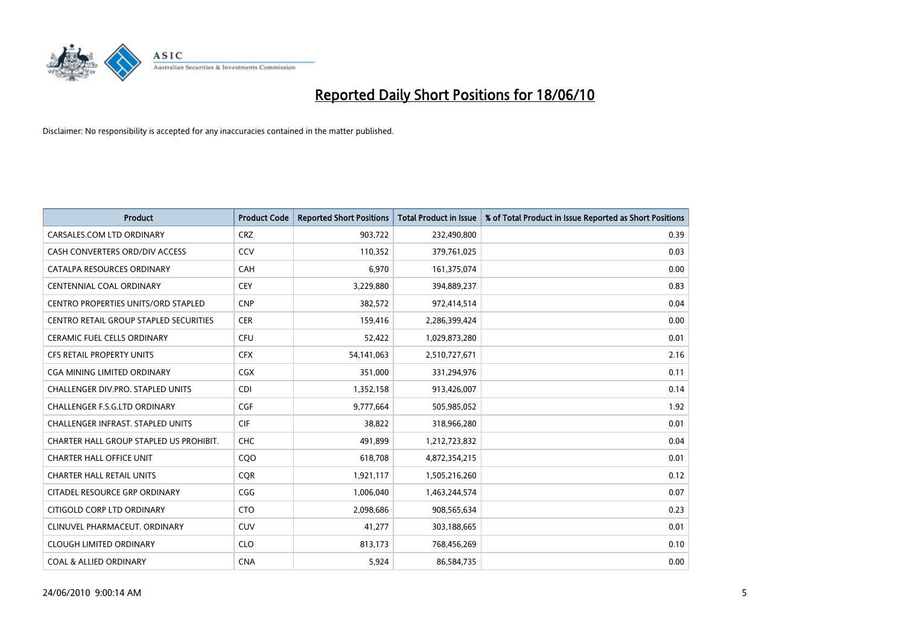# Reported Daily Short Positions for 18/06/10

Disclaimer: No responsibility is accepted for any inaccuracies contained in the matter published.

| Product | Product Code | Reported Short Positions | Total Product in Issue | % of Total Product in Issue Reported as Short Positions |
|---|---|---|---|---|
| CARSALES.COM LTD ORDINARY | CRZ | 903,722 | 232,490,800 | 0.39 |
| CASH CONVERTERS ORD/DIV ACCESS | CCV | 110,352 | 379,761,025 | 0.03 |
| CATALPA RESOURCES ORDINARY | CAH | 6,970 | 161,375,074 | 0.00 |
| CENTENNIAL COAL ORDINARY | CEY | 3,229,880 | 394,889,237 | 0.83 |
| CENTRO PROPERTIES UNITS/ORD STAPLED | CNP | 382,572 | 972,414,514 | 0.04 |
| CENTRO RETAIL GROUP STAPLED SECURITIES | CER | 159,416 | 2,286,399,424 | 0.00 |
| CERAMIC FUEL CELLS ORDINARY | CFU | 52,422 | 1,029,873,280 | 0.01 |
| CFS RETAIL PROPERTY UNITS | CFX | 54,141,063 | 2,510,727,671 | 2.16 |
| CGA MINING LIMITED ORDINARY | CGX | 351,000 | 331,294,976 | 0.11 |
| CHALLENGER DIV.PRO. STAPLED UNITS | CDI | 1,352,158 | 913,426,007 | 0.14 |
| CHALLENGER F.S.G.LTD ORDINARY | CGF | 9,777,664 | 505,985,052 | 1.92 |
| CHALLENGER INFRAST. STAPLED UNITS | CIF | 38,822 | 318,966,280 | 0.01 |
| CHARTER HALL GROUP STAPLED US PROHIBIT. | CHC | 491,899 | 1,212,723,832 | 0.04 |
| CHARTER HALL OFFICE UNIT | CQO | 618,708 | 4,872,354,215 | 0.01 |
| CHARTER HALL RETAIL UNITS | CQR | 1,921,117 | 1,505,216,260 | 0.12 |
| CITADEL RESOURCE GRP ORDINARY | CGG | 1,006,040 | 1,463,244,574 | 0.07 |
| CITIGOLD CORP LTD ORDINARY | CTO | 2,098,686 | 908,565,634 | 0.23 |
| CLINUVEL PHARMACEUT. ORDINARY | CUV | 41,277 | 303,188,665 | 0.01 |
| CLOUGH LIMITED ORDINARY | CLO | 813,173 | 768,456,269 | 0.10 |
| COAL & ALLIED ORDINARY | CNA | 5,924 | 86,584,735 | 0.00 |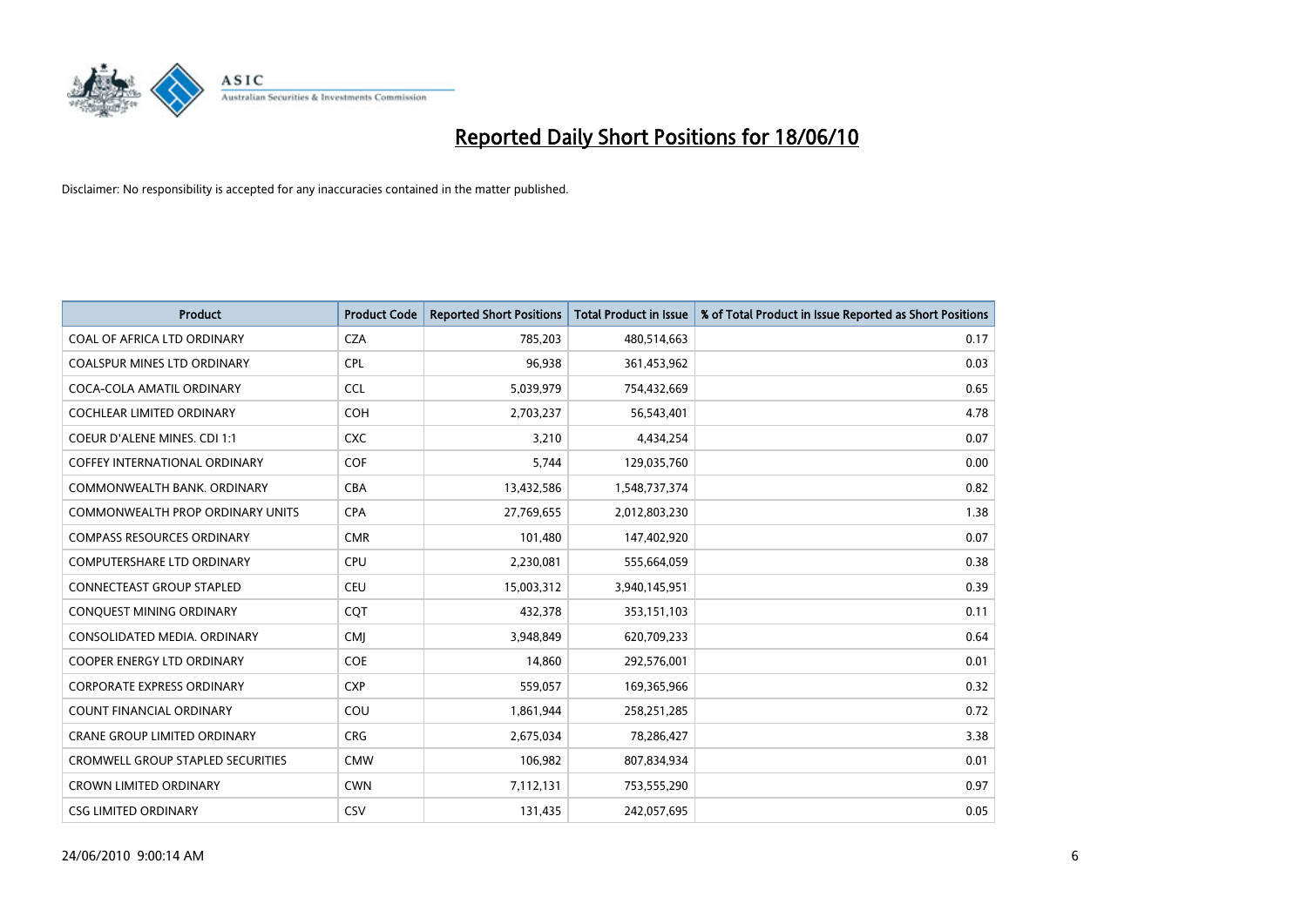# Reported Daily Short Positions for 18/06/10

Disclaimer: No responsibility is accepted for any inaccuracies contained in the matter published.

| Product | Product Code | Reported Short Positions | Total Product in Issue | % of Total Product in Issue Reported as Short Positions |
|---|---|---|---|---|
| COAL OF AFRICA LTD ORDINARY | CZA | 785,203 | 480,514,663 | 0.17 |
| COALSPUR MINES LTD ORDINARY | CPL | 96,938 | 361,453,962 | 0.03 |
| COCA-COLA AMATIL ORDINARY | CCL | 5,039,979 | 754,432,669 | 0.65 |
| COCHLEAR LIMITED ORDINARY | COH | 2,703,237 | 56,543,401 | 4.78 |
| COEUR D'ALENE MINES. CDI 1:1 | CXC | 3,210 | 4,434,254 | 0.07 |
| COFFEY INTERNATIONAL ORDINARY | COF | 5,744 | 129,035,760 | 0.00 |
| COMMONWEALTH BANK. ORDINARY | CBA | 13,432,586 | 1,548,737,374 | 0.82 |
| COMMONWEALTH PROP ORDINARY UNITS | CPA | 27,769,655 | 2,012,803,230 | 1.38 |
| COMPASS RESOURCES ORDINARY | CMR | 101,480 | 147,402,920 | 0.07 |
| COMPUTERSHARE LTD ORDINARY | CPU | 2,230,081 | 555,664,059 | 0.38 |
| CONNECTEAST GROUP STAPLED | CEU | 15,003,312 | 3,940,145,951 | 0.39 |
| CONQUEST MINING ORDINARY | CQT | 432,378 | 353,151,103 | 0.11 |
| CONSOLIDATED MEDIA. ORDINARY | CMJ | 3,948,849 | 620,709,233 | 0.64 |
| COOPER ENERGY LTD ORDINARY | COE | 14,860 | 292,576,001 | 0.01 |
| CORPORATE EXPRESS ORDINARY | CXP | 559,057 | 169,365,966 | 0.32 |
| COUNT FINANCIAL ORDINARY | COU | 1,861,944 | 258,251,285 | 0.72 |
| CRANE GROUP LIMITED ORDINARY | CRG | 2,675,034 | 78,286,427 | 3.38 |
| CROMWELL GROUP STAPLED SECURITIES | CMW | 106,982 | 807,834,934 | 0.01 |
| CROWN LIMITED ORDINARY | CWN | 7,112,131 | 753,555,290 | 0.97 |
| CSG LIMITED ORDINARY | CSV | 131,435 | 242,057,695 | 0.05 |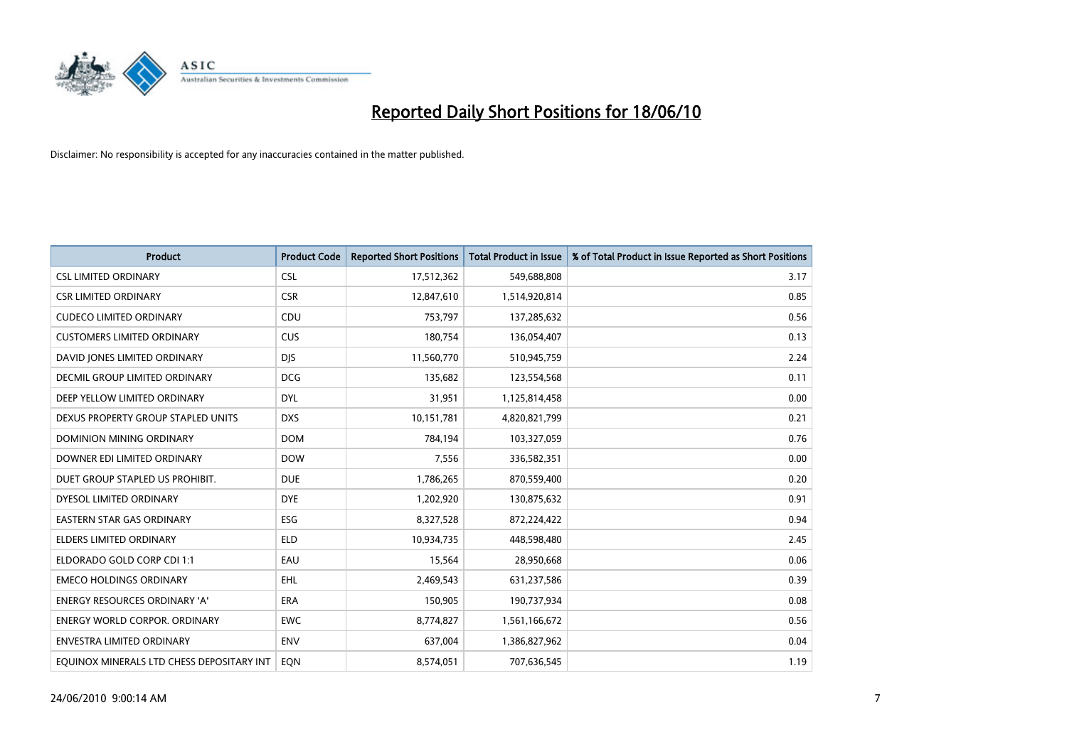# Reported Daily Short Positions for 18/06/10

Disclaimer: No responsibility is accepted for any inaccuracies contained in the matter published.

| Product | Product Code | Reported Short Positions | Total Product in Issue | % of Total Product in Issue Reported as Short Positions |
|---|---|---|---|---|
| CSL LIMITED ORDINARY | CSL | 17,512,362 | 549,688,808 | 3.17 |
| CSR LIMITED ORDINARY | CSR | 12,847,610 | 1,514,920,814 | 0.85 |
| CUDECO LIMITED ORDINARY | CDU | 753,797 | 137,285,632 | 0.56 |
| CUSTOMERS LIMITED ORDINARY | CUS | 180,754 | 136,054,407 | 0.13 |
| DAVID JONES LIMITED ORDINARY | DJS | 11,560,770 | 510,945,759 | 2.24 |
| DECMIL GROUP LIMITED ORDINARY | DCG | 135,682 | 123,554,568 | 0.11 |
| DEEP YELLOW LIMITED ORDINARY | DYL | 31,951 | 1,125,814,458 | 0.00 |
| DEXUS PROPERTY GROUP STAPLED UNITS | DXS | 10,151,781 | 4,820,821,799 | 0.21 |
| DOMINION MINING ORDINARY | DOM | 784,194 | 103,327,059 | 0.76 |
| DOWNER EDI LIMITED ORDINARY | DOW | 7,556 | 336,582,351 | 0.00 |
| DUET GROUP STAPLED US PROHIBIT. | DUE | 1,786,265 | 870,559,400 | 0.20 |
| DYESOL LIMITED ORDINARY | DYE | 1,202,920 | 130,875,632 | 0.91 |
| EASTERN STAR GAS ORDINARY | ESG | 8,327,528 | 872,224,422 | 0.94 |
| ELDERS LIMITED ORDINARY | ELD | 10,934,735 | 448,598,480 | 2.45 |
| ELDORADO GOLD CORP CDI 1:1 | EAU | 15,564 | 28,950,668 | 0.06 |
| EMECO HOLDINGS ORDINARY | EHL | 2,469,543 | 631,237,586 | 0.39 |
| ENERGY RESOURCES ORDINARY 'A' | ERA | 150,905 | 190,737,934 | 0.08 |
| ENERGY WORLD CORPOR. ORDINARY | EWC | 8,774,827 | 1,561,166,672 | 0.56 |
| ENVESTRA LIMITED ORDINARY | ENV | 637,004 | 1,386,827,962 | 0.04 |
| EQUINOX MINERALS LTD CHESS DEPOSITARY INT | EQN | 8,574,051 | 707,636,545 | 1.19 |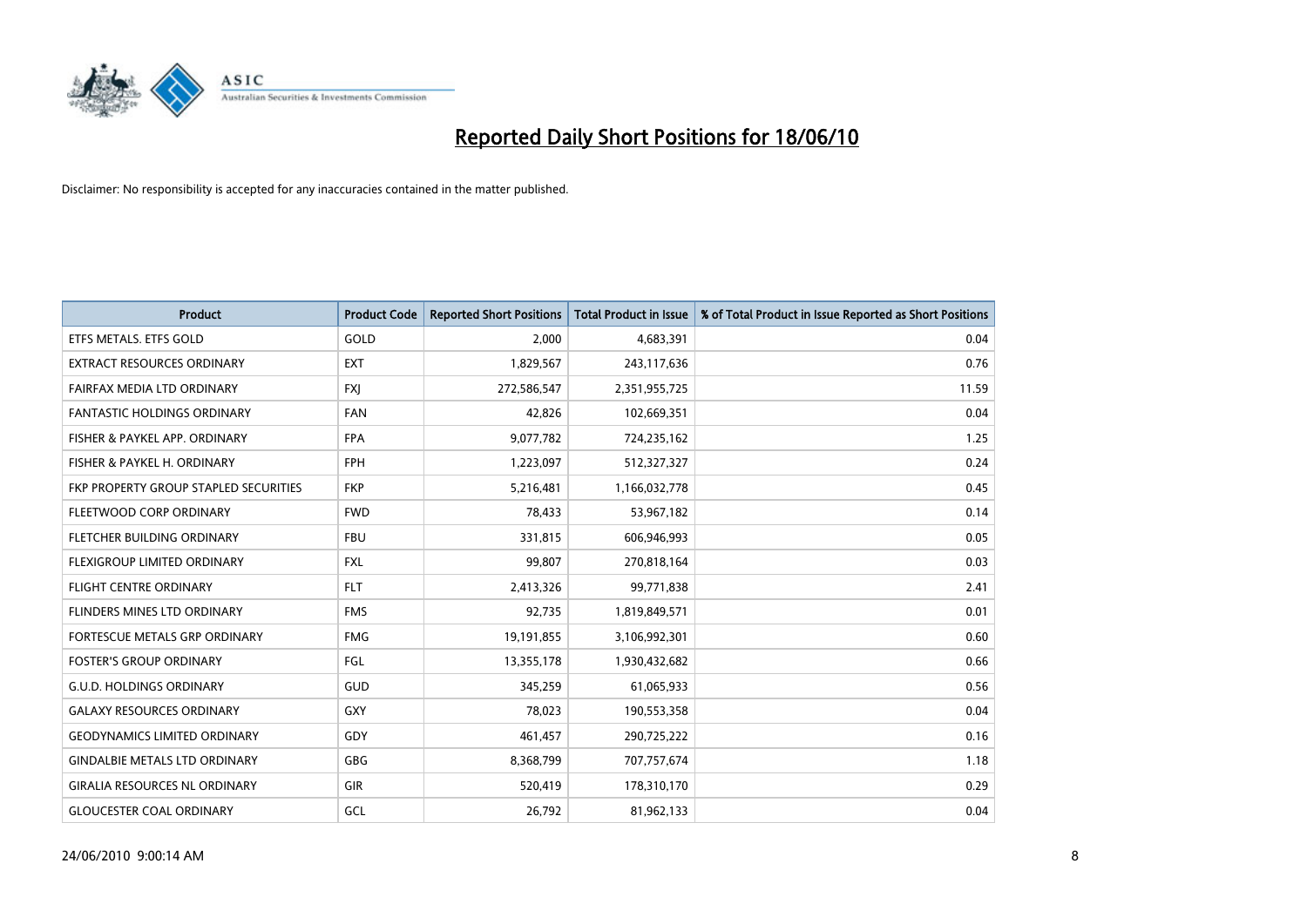# Reported Daily Short Positions for 18/06/10

Disclaimer: No responsibility is accepted for any inaccuracies contained in the matter published.

| Product | Product Code | Reported Short Positions | Total Product in Issue | % of Total Product in Issue Reported as Short Positions |
|---|---|---|---|---|
| ETFS METALS. ETFS GOLD | GOLD | 2,000 | 4,683,391 | 0.04 |
| EXTRACT RESOURCES ORDINARY | EXT | 1,829,567 | 243,117,636 | 0.76 |
| FAIRFAX MEDIA LTD ORDINARY | FXJ | 272,586,547 | 2,351,955,725 | 11.59 |
| FANTASTIC HOLDINGS ORDINARY | FAN | 42,826 | 102,669,351 | 0.04 |
| FISHER & PAYKEL APP. ORDINARY | FPA | 9,077,782 | 724,235,162 | 1.25 |
| FISHER & PAYKEL H. ORDINARY | FPH | 1,223,097 | 512,327,327 | 0.24 |
| FKP PROPERTY GROUP STAPLED SECURITIES | FKP | 5,216,481 | 1,166,032,778 | 0.45 |
| FLEETWOOD CORP ORDINARY | FWD | 78,433 | 53,967,182 | 0.14 |
| FLETCHER BUILDING ORDINARY | FBU | 331,815 | 606,946,993 | 0.05 |
| FLEXIGROUP LIMITED ORDINARY | FXL | 99,807 | 270,818,164 | 0.03 |
| FLIGHT CENTRE ORDINARY | FLT | 2,413,326 | 99,771,838 | 2.41 |
| FLINDERS MINES LTD ORDINARY | FMS | 92,735 | 1,819,849,571 | 0.01 |
| FORTESCUE METALS GRP ORDINARY | FMG | 19,191,855 | 3,106,992,301 | 0.60 |
| FOSTER'S GROUP ORDINARY | FGL | 13,355,178 | 1,930,432,682 | 0.66 |
| G.U.D. HOLDINGS ORDINARY | GUD | 345,259 | 61,065,933 | 0.56 |
| GALAXY RESOURCES ORDINARY | GXY | 78,023 | 190,553,358 | 0.04 |
| GEODYNAMICS LIMITED ORDINARY | GDY | 461,457 | 290,725,222 | 0.16 |
| GINDALBIE METALS LTD ORDINARY | GBG | 8,368,799 | 707,757,674 | 1.18 |
| GIRALIA RESOURCES NL ORDINARY | GIR | 520,419 | 178,310,170 | 0.29 |
| GLOUCESTER COAL ORDINARY | GCL | 26,792 | 81,962,133 | 0.04 |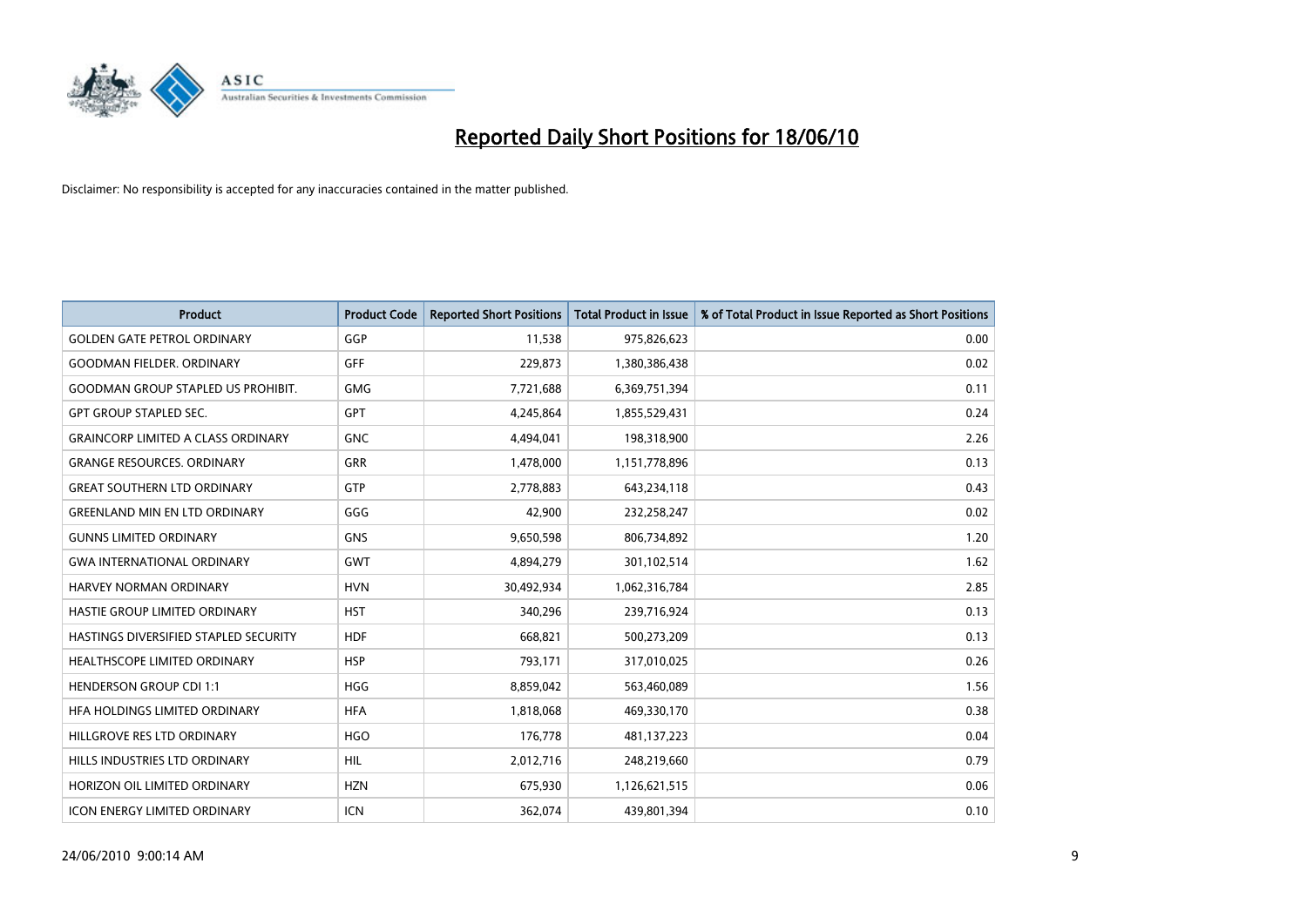# Reported Daily Short Positions for 18/06/10

Disclaimer: No responsibility is accepted for any inaccuracies contained in the matter published.

| Product | Product Code | Reported Short Positions | Total Product in Issue | % of Total Product in Issue Reported as Short Positions |
|---|---|---|---|---|
| GOLDEN GATE PETROL ORDINARY | GGP | 11,538 | 975,826,623 | 0.00 |
| GOODMAN FIELDER. ORDINARY | GFF | 229,873 | 1,380,386,438 | 0.02 |
| GOODMAN GROUP STAPLED US PROHIBIT. | GMG | 7,721,688 | 6,369,751,394 | 0.11 |
| GPT GROUP STAPLED SEC. | GPT | 4,245,864 | 1,855,529,431 | 0.24 |
| GRAINCORP LIMITED A CLASS ORDINARY | GNC | 4,494,041 | 198,318,900 | 2.26 |
| GRANGE RESOURCES. ORDINARY | GRR | 1,478,000 | 1,151,778,896 | 0.13 |
| GREAT SOUTHERN LTD ORDINARY | GTP | 2,778,883 | 643,234,118 | 0.43 |
| GREENLAND MIN EN LTD ORDINARY | GGG | 42,900 | 232,258,247 | 0.02 |
| GUNNS LIMITED ORDINARY | GNS | 9,650,598 | 806,734,892 | 1.20 |
| GWA INTERNATIONAL ORDINARY | GWT | 4,894,279 | 301,102,514 | 1.62 |
| HARVEY NORMAN ORDINARY | HVN | 30,492,934 | 1,062,316,784 | 2.85 |
| HASTIE GROUP LIMITED ORDINARY | HST | 340,296 | 239,716,924 | 0.13 |
| HASTINGS DIVERSIFIED STAPLED SECURITY | HDF | 668,821 | 500,273,209 | 0.13 |
| HEALTHSCOPE LIMITED ORDINARY | HSP | 793,171 | 317,010,025 | 0.26 |
| HENDERSON GROUP CDI 1:1 | HGG | 8,859,042 | 563,460,089 | 1.56 |
| HFA HOLDINGS LIMITED ORDINARY | HFA | 1,818,068 | 469,330,170 | 0.38 |
| HILLGROVE RES LTD ORDINARY | HGO | 176,778 | 481,137,223 | 0.04 |
| HILLS INDUSTRIES LTD ORDINARY | HIL | 2,012,716 | 248,219,660 | 0.79 |
| HORIZON OIL LIMITED ORDINARY | HZN | 675,930 | 1,126,621,515 | 0.06 |
| ICON ENERGY LIMITED ORDINARY | ICN | 362,074 | 439,801,394 | 0.10 |

24/06/2010 9:00:14 AM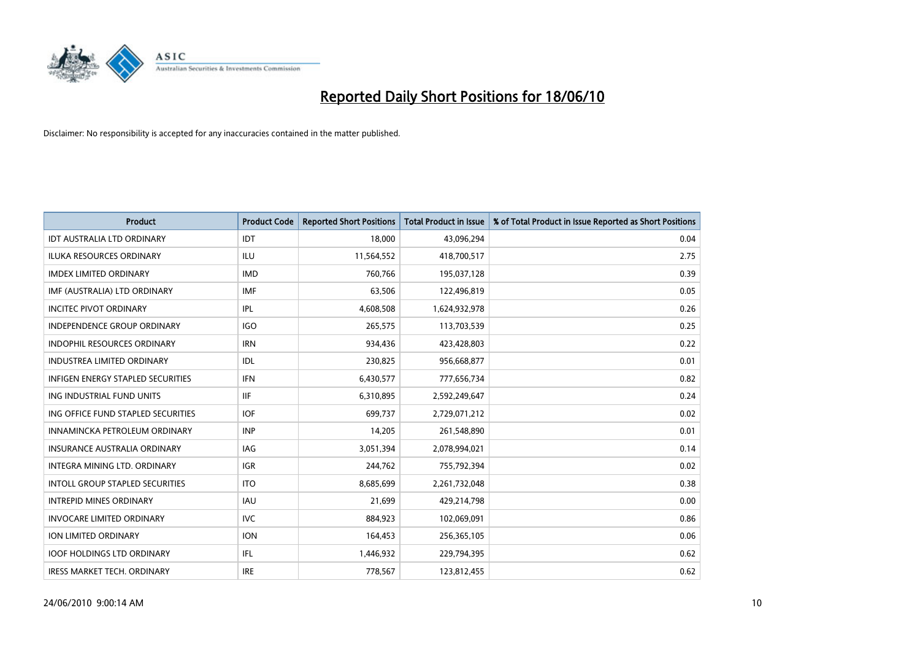# Reported Daily Short Positions for 18/06/10

Disclaimer: No responsibility is accepted for any inaccuracies contained in the matter published.

| Product | Product Code | Reported Short Positions | Total Product in Issue | % of Total Product in Issue Reported as Short Positions |
|---|---|---|---|---|
| IDT AUSTRALIA LTD ORDINARY | IDT | 18,000 | 43,096,294 | 0.04 |
| ILUKA RESOURCES ORDINARY | ILU | 11,564,552 | 418,700,517 | 2.75 |
| IMDEX LIMITED ORDINARY | IMD | 760,766 | 195,037,128 | 0.39 |
| IMF (AUSTRALIA) LTD ORDINARY | IMF | 63,506 | 122,496,819 | 0.05 |
| INCITEC PIVOT ORDINARY | IPL | 4,608,508 | 1,624,932,978 | 0.26 |
| INDEPENDENCE GROUP ORDINARY | IGO | 265,575 | 113,703,539 | 0.25 |
| INDOPHIL RESOURCES ORDINARY | IRN | 934,436 | 423,428,803 | 0.22 |
| INDUSTREA LIMITED ORDINARY | IDL | 230,825 | 956,668,877 | 0.01 |
| INFIGEN ENERGY STAPLED SECURITIES | IFN | 6,430,577 | 777,656,734 | 0.82 |
| ING INDUSTRIAL FUND UNITS | IIF | 6,310,895 | 2,592,249,647 | 0.24 |
| ING OFFICE FUND STAPLED SECURITIES | IOF | 699,737 | 2,729,071,212 | 0.02 |
| INNAMINCKA PETROLEUM ORDINARY | INP | 14,205 | 261,548,890 | 0.01 |
| INSURANCE AUSTRALIA ORDINARY | IAG | 3,051,394 | 2,078,994,021 | 0.14 |
| INTEGRA MINING LTD. ORDINARY | IGR | 244,762 | 755,792,394 | 0.02 |
| INTOLL GROUP STAPLED SECURITIES | ITO | 8,685,699 | 2,261,732,048 | 0.38 |
| INTREPID MINES ORDINARY | IAU | 21,699 | 429,214,798 | 0.00 |
| INVOCARE LIMITED ORDINARY | IVC | 884,923 | 102,069,091 | 0.86 |
| ION LIMITED ORDINARY | ION | 164,453 | 256,365,105 | 0.06 |
| IOOF HOLDINGS LTD ORDINARY | IFL | 1,446,932 | 229,794,395 | 0.62 |
| IRESS MARKET TECH. ORDINARY | IRE | 778,567 | 123,812,455 | 0.62 |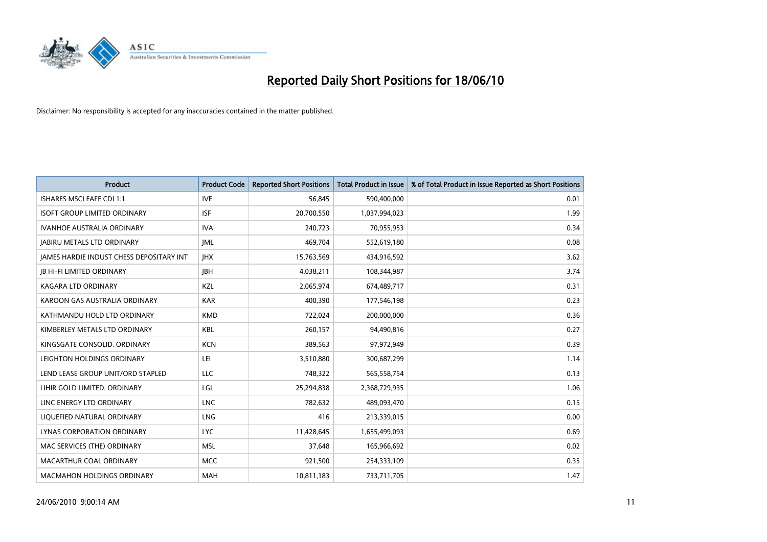# Reported Daily Short Positions for 18/06/10

Disclaimer: No responsibility is accepted for any inaccuracies contained in the matter published.

| Product | Product Code | Reported Short Positions | Total Product in Issue | % of Total Product in Issue Reported as Short Positions |
|---|---|---|---|---|
| ISHARES MSCI EAFE CDI 1:1 | IVE | 56,845 | 590,400,000 | 0.01 |
| ISOFT GROUP LIMITED ORDINARY | ISF | 20,700,550 | 1,037,994,023 | 1.99 |
| IVANHOE AUSTRALIA ORDINARY | IVA | 240,723 | 70,955,953 | 0.34 |
| JABIRU METALS LTD ORDINARY | JML | 469,704 | 552,619,180 | 0.08 |
| JAMES HARDIE INDUST CHESS DEPOSITARY INT | JHX | 15,763,569 | 434,916,592 | 3.62 |
| JB HI-FI LIMITED ORDINARY | JBH | 4,038,211 | 108,344,987 | 3.74 |
| KAGARA LTD ORDINARY | KZL | 2,065,974 | 674,489,717 | 0.31 |
| KAROON GAS AUSTRALIA ORDINARY | KAR | 400,390 | 177,546,198 | 0.23 |
| KATHMANDU HOLD LTD ORDINARY | KMD | 722,024 | 200,000,000 | 0.36 |
| KIMBERLEY METALS LTD ORDINARY | KBL | 260,157 | 94,490,816 | 0.27 |
| KINGSGATE CONSOLID. ORDINARY | KCN | 389,563 | 97,972,949 | 0.39 |
| LEIGHTON HOLDINGS ORDINARY | LEI | 3,510,880 | 300,687,299 | 1.14 |
| LEND LEASE GROUP UNIT/ORD STAPLED | LLC | 748,322 | 565,558,754 | 0.13 |
| LIHIR GOLD LIMITED. ORDINARY | LGL | 25,294,838 | 2,368,729,935 | 1.06 |
| LINC ENERGY LTD ORDINARY | LNC | 782,632 | 489,093,470 | 0.15 |
| LIQUEFIED NATURAL ORDINARY | LNG | 416 | 213,339,015 | 0.00 |
| LYNAS CORPORATION ORDINARY | LYC | 11,428,645 | 1,655,499,093 | 0.69 |
| MAC SERVICES (THE) ORDINARY | MSL | 37,648 | 165,966,692 | 0.02 |
| MACARTHUR COAL ORDINARY | MCC | 921,500 | 254,333,109 | 0.35 |
| MACMAHON HOLDINGS ORDINARY | MAH | 10,811,183 | 733,711,705 | 1.47 |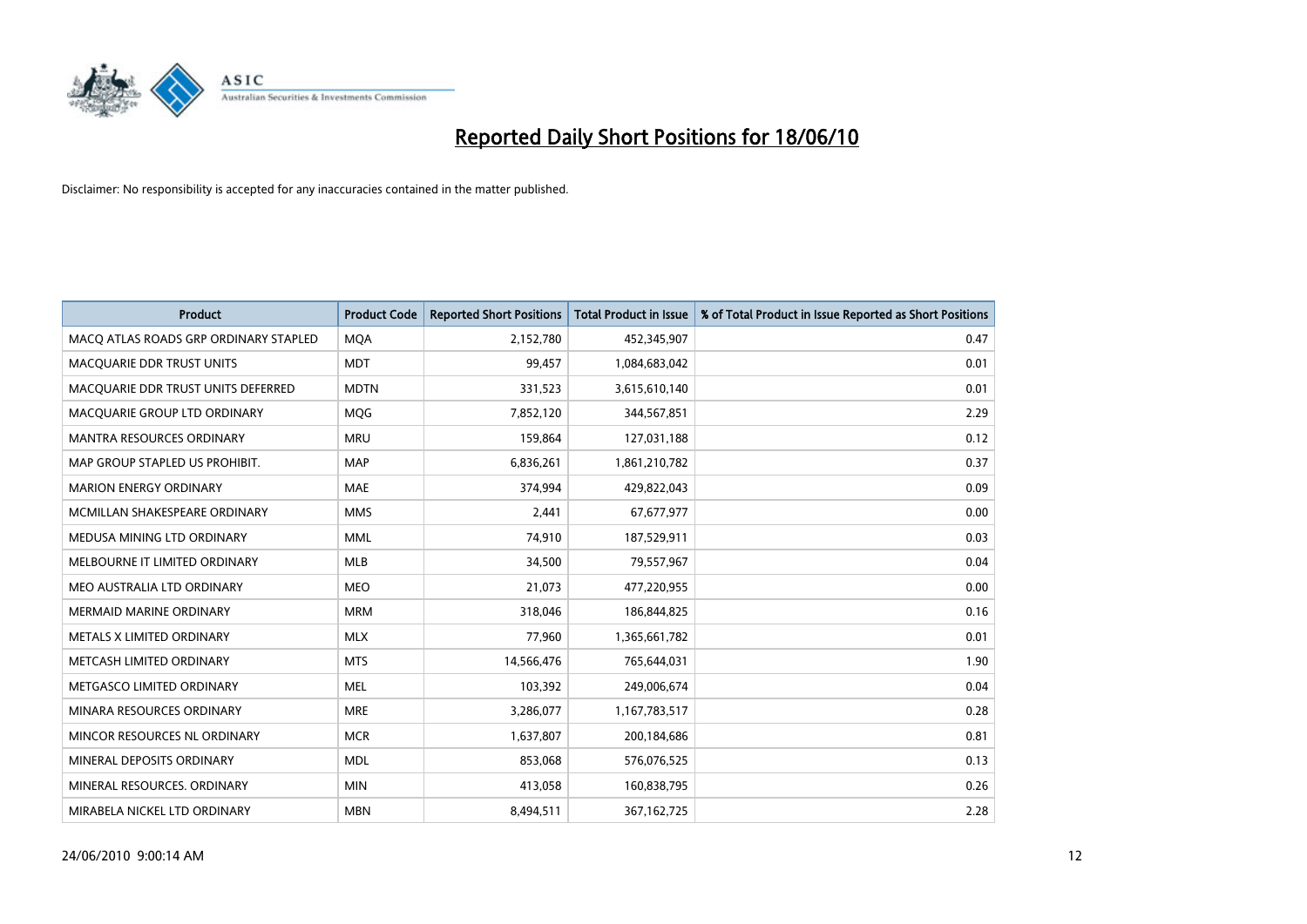# Reported Daily Short Positions for 18/06/10

Disclaimer: No responsibility is accepted for any inaccuracies contained in the matter published.

| Product | Product Code | Reported Short Positions | Total Product in Issue | % of Total Product in Issue Reported as Short Positions |
|---|---|---|---|---|
| MACQ ATLAS ROADS GRP ORDINARY STAPLED | MQA | 2,152,780 | 452,345,907 | 0.47 |
| MACQUARIE DDR TRUST UNITS | MDT | 99,457 | 1,084,683,042 | 0.01 |
| MACQUARIE DDR TRUST UNITS DEFERRED | MDTN | 331,523 | 3,615,610,140 | 0.01 |
| MACQUARIE GROUP LTD ORDINARY | MQG | 7,852,120 | 344,567,851 | 2.29 |
| MANTRA RESOURCES ORDINARY | MRU | 159,864 | 127,031,188 | 0.12 |
| MAP GROUP STAPLED US PROHIBIT. | MAP | 6,836,261 | 1,861,210,782 | 0.37 |
| MARION ENERGY ORDINARY | MAE | 374,994 | 429,822,043 | 0.09 |
| MCMILLAN SHAKESPEARE ORDINARY | MMS | 2,441 | 67,677,977 | 0.00 |
| MEDUSA MINING LTD ORDINARY | MML | 74,910 | 187,529,911 | 0.03 |
| MELBOURNE IT LIMITED ORDINARY | MLB | 34,500 | 79,557,967 | 0.04 |
| MEO AUSTRALIA LTD ORDINARY | MEO | 21,073 | 477,220,955 | 0.00 |
| MERMAID MARINE ORDINARY | MRM | 318,046 | 186,844,825 | 0.16 |
| METALS X LIMITED ORDINARY | MLX | 77,960 | 1,365,661,782 | 0.01 |
| METCASH LIMITED ORDINARY | MTS | 14,566,476 | 765,644,031 | 1.90 |
| METGASCO LIMITED ORDINARY | MEL | 103,392 | 249,006,674 | 0.04 |
| MINARA RESOURCES ORDINARY | MRE | 3,286,077 | 1,167,783,517 | 0.28 |
| MINCOR RESOURCES NL ORDINARY | MCR | 1,637,807 | 200,184,686 | 0.81 |
| MINERAL DEPOSITS ORDINARY | MDL | 853,068 | 576,076,525 | 0.13 |
| MINERAL RESOURCES. ORDINARY | MIN | 413,058 | 160,838,795 | 0.26 |
| MIRABELA NICKEL LTD ORDINARY | MBN | 8,494,511 | 367,162,725 | 2.28 |

24/06/2010 9:00:14 AM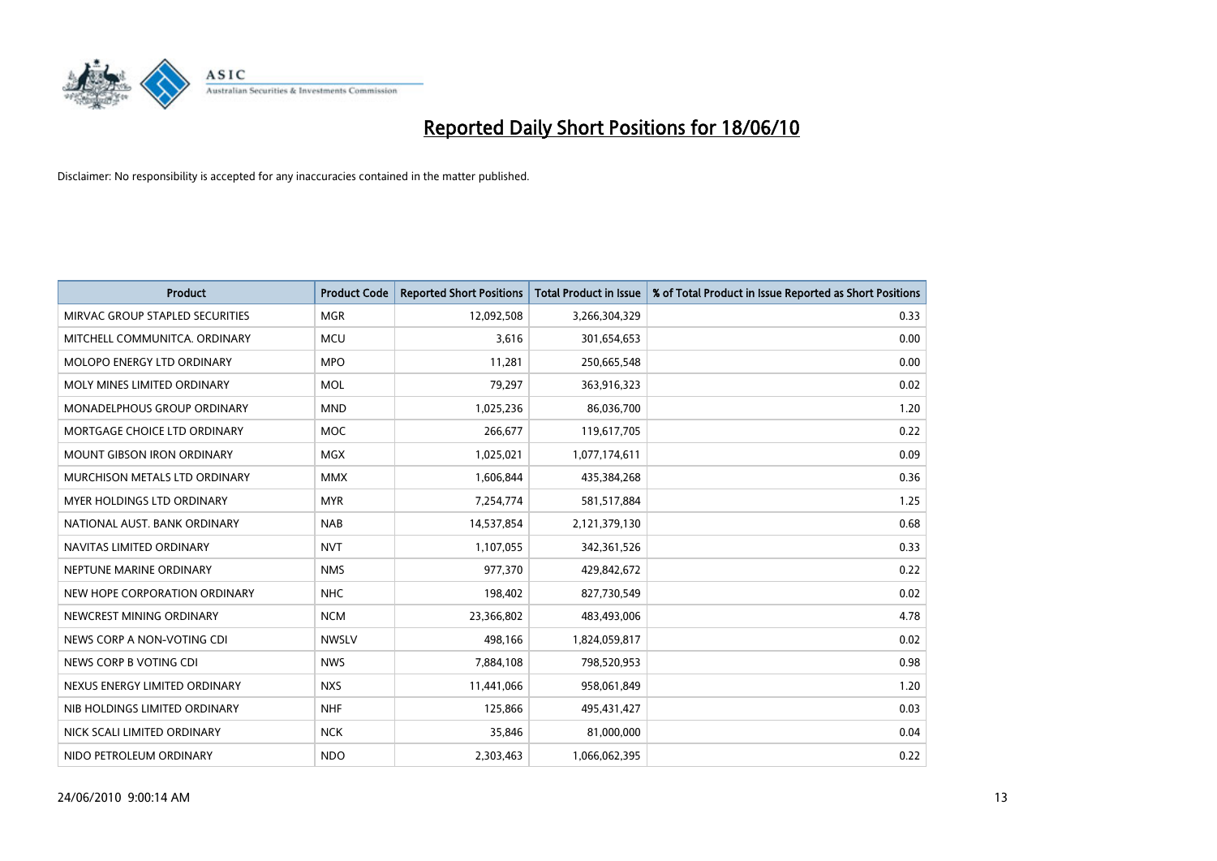# Reported Daily Short Positions for 18/06/10

Disclaimer: No responsibility is accepted for any inaccuracies contained in the matter published.

| Product | Product Code | Reported Short Positions | Total Product in Issue | % of Total Product in Issue Reported as Short Positions |
|---|---|---|---|---|
| MIRVAC GROUP STAPLED SECURITIES | MGR | 12,092,508 | 3,266,304,329 | 0.33 |
| MITCHELL COMMUNITCA. ORDINARY | MCU | 3,616 | 301,654,653 | 0.00 |
| MOLOPO ENERGY LTD ORDINARY | MPO | 11,281 | 250,665,548 | 0.00 |
| MOLY MINES LIMITED ORDINARY | MOL | 79,297 | 363,916,323 | 0.02 |
| MONADELPHOUS GROUP ORDINARY | MND | 1,025,236 | 86,036,700 | 1.20 |
| MORTGAGE CHOICE LTD ORDINARY | MOC | 266,677 | 119,617,705 | 0.22 |
| MOUNT GIBSON IRON ORDINARY | MGX | 1,025,021 | 1,077,174,611 | 0.09 |
| MURCHISON METALS LTD ORDINARY | MMX | 1,606,844 | 435,384,268 | 0.36 |
| MYER HOLDINGS LTD ORDINARY | MYR | 7,254,774 | 581,517,884 | 1.25 |
| NATIONAL AUST. BANK ORDINARY | NAB | 14,537,854 | 2,121,379,130 | 0.68 |
| NAVITAS LIMITED ORDINARY | NVT | 1,107,055 | 342,361,526 | 0.33 |
| NEPTUNE MARINE ORDINARY | NMS | 977,370 | 429,842,672 | 0.22 |
| NEW HOPE CORPORATION ORDINARY | NHC | 198,402 | 827,730,549 | 0.02 |
| NEWCREST MINING ORDINARY | NCM | 23,366,802 | 483,493,006 | 4.78 |
| NEWS CORP A NON-VOTING CDI | NWSLV | 498,166 | 1,824,059,817 | 0.02 |
| NEWS CORP B VOTING CDI | NWS | 7,884,108 | 798,520,953 | 0.98 |
| NEXUS ENERGY LIMITED ORDINARY | NXS | 11,441,066 | 958,061,849 | 1.20 |
| NIB HOLDINGS LIMITED ORDINARY | NHF | 125,866 | 495,431,427 | 0.03 |
| NICK SCALI LIMITED ORDINARY | NCK | 35,846 | 81,000,000 | 0.04 |
| NIDO PETROLEUM ORDINARY | NDO | 2,303,463 | 1,066,062,395 | 0.22 |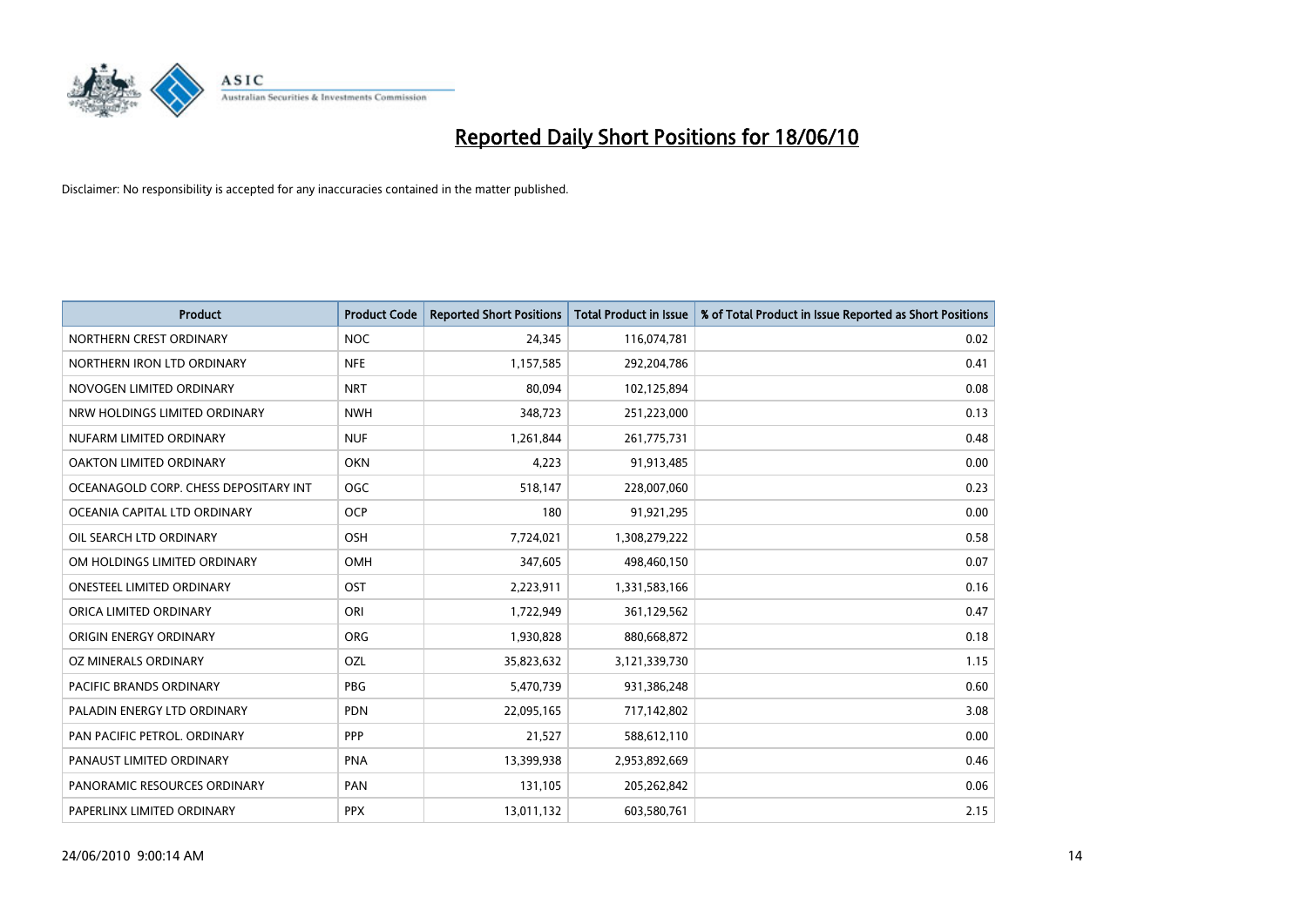# Reported Daily Short Positions for 18/06/10

Disclaimer: No responsibility is accepted for any inaccuracies contained in the matter published.

| Product | Product Code | Reported Short Positions | Total Product in Issue | % of Total Product in Issue Reported as Short Positions |
|---|---|---|---|---|
| NORTHERN CREST ORDINARY | NOC | 24,345 | 116,074,781 | 0.02 |
| NORTHERN IRON LTD ORDINARY | NFE | 1,157,585 | 292,204,786 | 0.41 |
| NOVOGEN LIMITED ORDINARY | NRT | 80,094 | 102,125,894 | 0.08 |
| NRW HOLDINGS LIMITED ORDINARY | NWH | 348,723 | 251,223,000 | 0.13 |
| NUFARM LIMITED ORDINARY | NUF | 1,261,844 | 261,775,731 | 0.48 |
| OAKTON LIMITED ORDINARY | OKN | 4,223 | 91,913,485 | 0.00 |
| OCEANAGOLD CORP. CHESS DEPOSITARY INT | OGC | 518,147 | 228,007,060 | 0.23 |
| OCEANIA CAPITAL LTD ORDINARY | OCP | 180 | 91,921,295 | 0.00 |
| OIL SEARCH LTD ORDINARY | OSH | 7,724,021 | 1,308,279,222 | 0.58 |
| OM HOLDINGS LIMITED ORDINARY | OMH | 347,605 | 498,460,150 | 0.07 |
| ONESTEEL LIMITED ORDINARY | OST | 2,223,911 | 1,331,583,166 | 0.16 |
| ORICA LIMITED ORDINARY | ORI | 1,722,949 | 361,129,562 | 0.47 |
| ORIGIN ENERGY ORDINARY | ORG | 1,930,828 | 880,668,872 | 0.18 |
| OZ MINERALS ORDINARY | OZL | 35,823,632 | 3,121,339,730 | 1.15 |
| PACIFIC BRANDS ORDINARY | PBG | 5,470,739 | 931,386,248 | 0.60 |
| PALADIN ENERGY LTD ORDINARY | PDN | 22,095,165 | 717,142,802 | 3.08 |
| PAN PACIFIC PETROL. ORDINARY | PPP | 21,527 | 588,612,110 | 0.00 |
| PANAUST LIMITED ORDINARY | PNA | 13,399,938 | 2,953,892,669 | 0.46 |
| PANORAMIC RESOURCES ORDINARY | PAN | 131,105 | 205,262,842 | 0.06 |
| PAPERLINX LIMITED ORDINARY | PPX | 13,011,132 | 603,580,761 | 2.15 |

24/06/2010 9:00:14 AM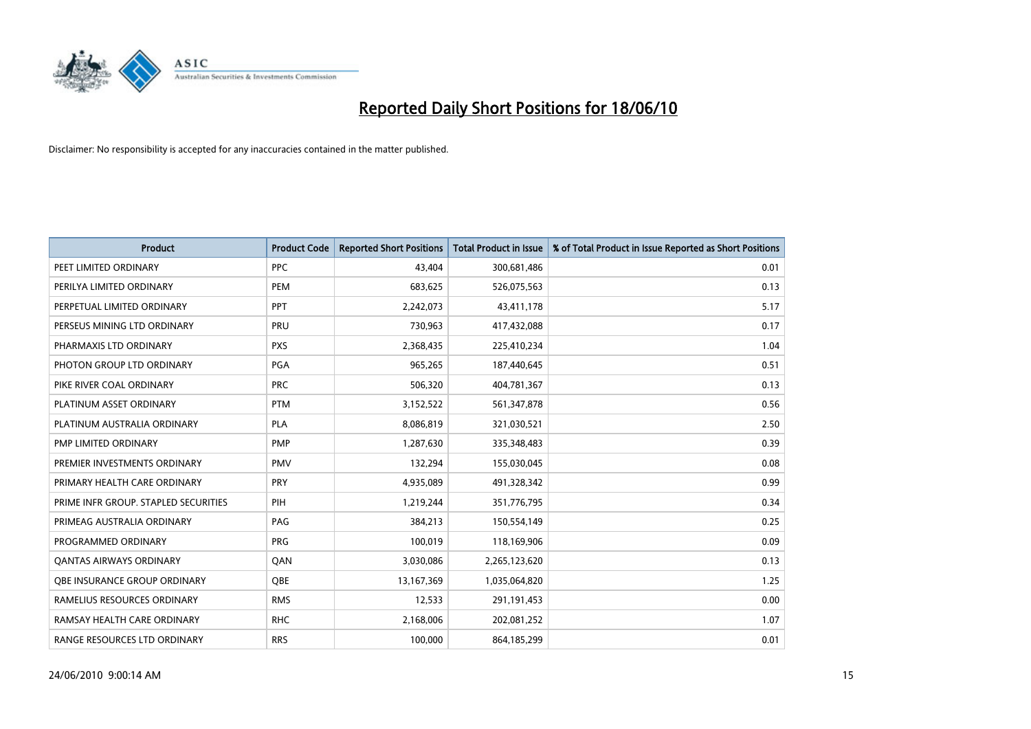# Reported Daily Short Positions for 18/06/10

Disclaimer: No responsibility is accepted for any inaccuracies contained in the matter published.

| Product | Product Code | Reported Short Positions | Total Product in Issue | % of Total Product in Issue Reported as Short Positions |
|---|---|---|---|---|
| PEET LIMITED ORDINARY | PPC | 43,404 | 300,681,486 | 0.01 |
| PERILYA LIMITED ORDINARY | PEM | 683,625 | 526,075,563 | 0.13 |
| PERPETUAL LIMITED ORDINARY | PPT | 2,242,073 | 43,411,178 | 5.17 |
| PERSEUS MINING LTD ORDINARY | PRU | 730,963 | 417,432,088 | 0.17 |
| PHARMAXIS LTD ORDINARY | PXS | 2,368,435 | 225,410,234 | 1.04 |
| PHOTON GROUP LTD ORDINARY | PGA | 965,265 | 187,440,645 | 0.51 |
| PIKE RIVER COAL ORDINARY | PRC | 506,320 | 404,781,367 | 0.13 |
| PLATINUM ASSET ORDINARY | PTM | 3,152,522 | 561,347,878 | 0.56 |
| PLATINUM AUSTRALIA ORDINARY | PLA | 8,086,819 | 321,030,521 | 2.50 |
| PMP LIMITED ORDINARY | PMP | 1,287,630 | 335,348,483 | 0.39 |
| PREMIER INVESTMENTS ORDINARY | PMV | 132,294 | 155,030,045 | 0.08 |
| PRIMARY HEALTH CARE ORDINARY | PRY | 4,935,089 | 491,328,342 | 0.99 |
| PRIME INFR GROUP. STAPLED SECURITIES | PIH | 1,219,244 | 351,776,795 | 0.34 |
| PRIMEAG AUSTRALIA ORDINARY | PAG | 384,213 | 150,554,149 | 0.25 |
| PROGRAMMED ORDINARY | PRG | 100,019 | 118,169,906 | 0.09 |
| QANTAS AIRWAYS ORDINARY | QAN | 3,030,086 | 2,265,123,620 | 0.13 |
| QBE INSURANCE GROUP ORDINARY | QBE | 13,167,369 | 1,035,064,820 | 1.25 |
| RAMELIUS RESOURCES ORDINARY | RMS | 12,533 | 291,191,453 | 0.00 |
| RAMSAY HEALTH CARE ORDINARY | RHC | 2,168,006 | 202,081,252 | 1.07 |
| RANGE RESOURCES LTD ORDINARY | RRS | 100,000 | 864,185,299 | 0.01 |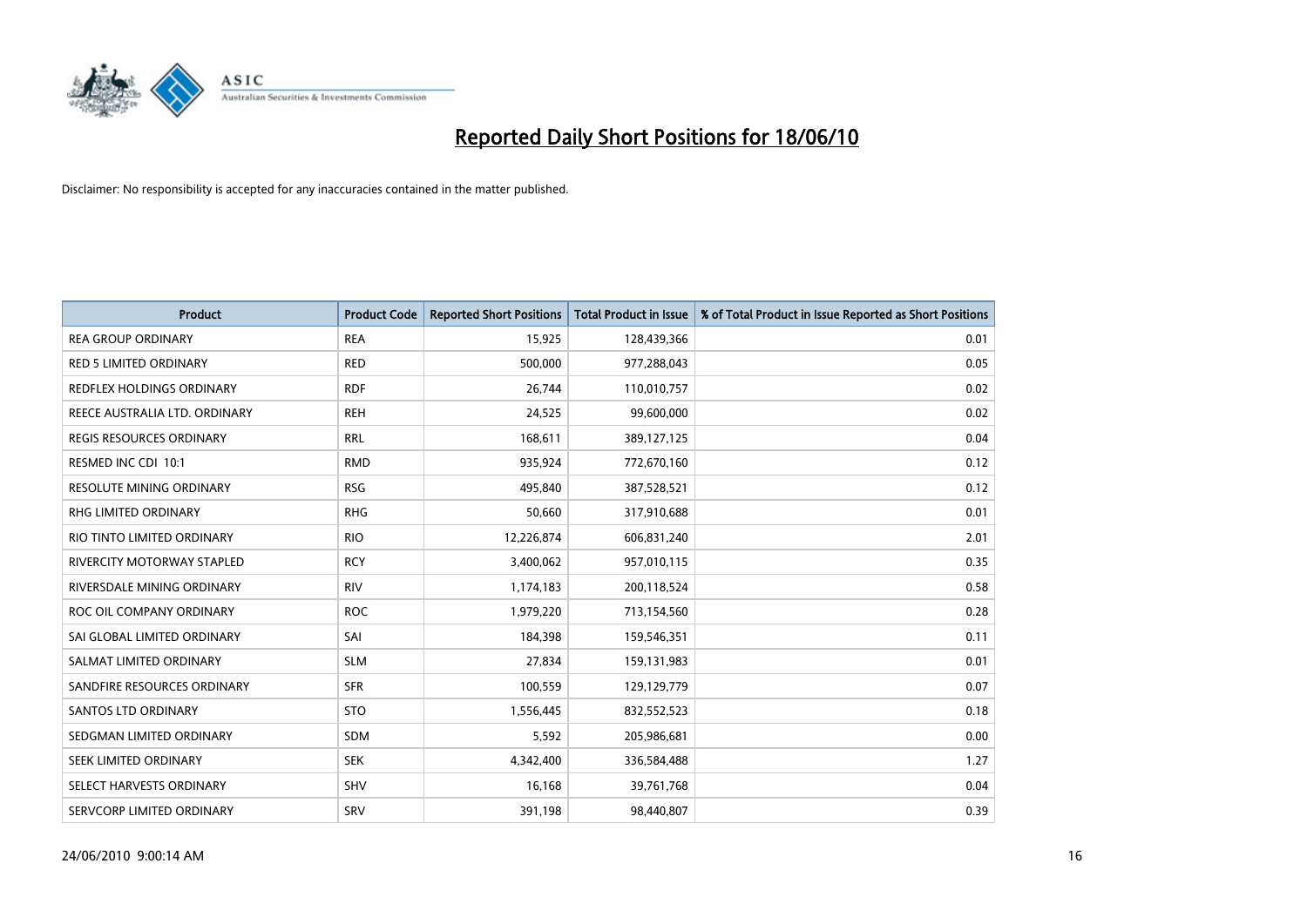# Reported Daily Short Positions for 18/06/10

Disclaimer: No responsibility is accepted for any inaccuracies contained in the matter published.

| Product | Product Code | Reported Short Positions | Total Product in Issue | % of Total Product in Issue Reported as Short Positions |
|---|---|---|---|---|
| REA GROUP ORDINARY | REA | 15,925 | 128,439,366 | 0.01 |
| RED 5 LIMITED ORDINARY | RED | 500,000 | 977,288,043 | 0.05 |
| REDFLEX HOLDINGS ORDINARY | RDF | 26,744 | 110,010,757 | 0.02 |
| REECE AUSTRALIA LTD. ORDINARY | REH | 24,525 | 99,600,000 | 0.02 |
| REGIS RESOURCES ORDINARY | RRL | 168,611 | 389,127,125 | 0.04 |
| RESMED INC CDI 10:1 | RMD | 935,924 | 772,670,160 | 0.12 |
| RESOLUTE MINING ORDINARY | RSG | 495,840 | 387,528,521 | 0.12 |
| RHG LIMITED ORDINARY | RHG | 50,660 | 317,910,688 | 0.01 |
| RIO TINTO LIMITED ORDINARY | RIO | 12,226,874 | 606,831,240 | 2.01 |
| RIVERCITY MOTORWAY STAPLED | RCY | 3,400,062 | 957,010,115 | 0.35 |
| RIVERSDALE MINING ORDINARY | RIV | 1,174,183 | 200,118,524 | 0.58 |
| ROC OIL COMPANY ORDINARY | ROC | 1,979,220 | 713,154,560 | 0.28 |
| SAI GLOBAL LIMITED ORDINARY | SAI | 184,398 | 159,546,351 | 0.11 |
| SALMAT LIMITED ORDINARY | SLM | 27,834 | 159,131,983 | 0.01 |
| SANDFIRE RESOURCES ORDINARY | SFR | 100,559 | 129,129,779 | 0.07 |
| SANTOS LTD ORDINARY | STO | 1,556,445 | 832,552,523 | 0.18 |
| SEDGMAN LIMITED ORDINARY | SDM | 5,592 | 205,986,681 | 0.00 |
| SEEK LIMITED ORDINARY | SEK | 4,342,400 | 336,584,488 | 1.27 |
| SELECT HARVESTS ORDINARY | SHV | 16,168 | 39,761,768 | 0.04 |
| SERVCORP LIMITED ORDINARY | SRV | 391,198 | 98,440,807 | 0.39 |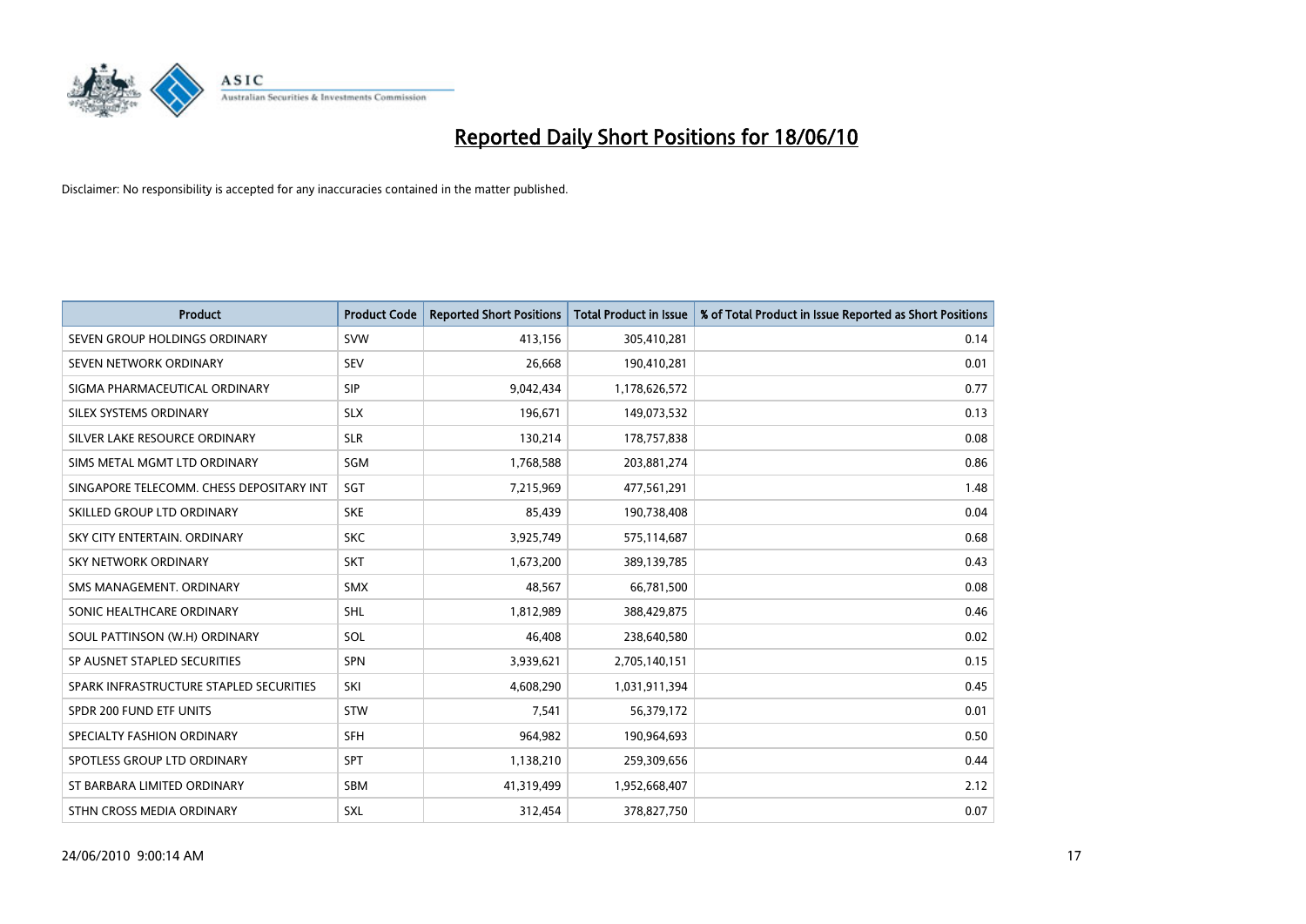# Reported Daily Short Positions for 18/06/10

Disclaimer: No responsibility is accepted for any inaccuracies contained in the matter published.

| Product | Product Code | Reported Short Positions | Total Product in Issue | % of Total Product in Issue Reported as Short Positions |
|---|---|---|---|---|
| SEVEN GROUP HOLDINGS ORDINARY | SVW | 413,156 | 305,410,281 | 0.14 |
| SEVEN NETWORK ORDINARY | SEV | 26,668 | 190,410,281 | 0.01 |
| SIGMA PHARMACEUTICAL ORDINARY | SIP | 9,042,434 | 1,178,626,572 | 0.77 |
| SILEX SYSTEMS ORDINARY | SLX | 196,671 | 149,073,532 | 0.13 |
| SILVER LAKE RESOURCE ORDINARY | SLR | 130,214 | 178,757,838 | 0.08 |
| SIMS METAL MGMT LTD ORDINARY | SGM | 1,768,588 | 203,881,274 | 0.86 |
| SINGAPORE TELECOMM. CHESS DEPOSITARY INT | SGT | 7,215,969 | 477,561,291 | 1.48 |
| SKILLED GROUP LTD ORDINARY | SKE | 85,439 | 190,738,408 | 0.04 |
| SKY CITY ENTERTAIN. ORDINARY | SKC | 3,925,749 | 575,114,687 | 0.68 |
| SKY NETWORK ORDINARY | SKT | 1,673,200 | 389,139,785 | 0.43 |
| SMS MANAGEMENT. ORDINARY | SMX | 48,567 | 66,781,500 | 0.08 |
| SONIC HEALTHCARE ORDINARY | SHL | 1,812,989 | 388,429,875 | 0.46 |
| SOUL PATTINSON (W.H) ORDINARY | SOL | 46,408 | 238,640,580 | 0.02 |
| SP AUSNET STAPLED SECURITIES | SPN | 3,939,621 | 2,705,140,151 | 0.15 |
| SPARK INFRASTRUCTURE STAPLED SECURITIES | SKI | 4,608,290 | 1,031,911,394 | 0.45 |
| SPDR 200 FUND ETF UNITS | STW | 7,541 | 56,379,172 | 0.01 |
| SPECIALTY FASHION ORDINARY | SFH | 964,982 | 190,964,693 | 0.50 |
| SPOTLESS GROUP LTD ORDINARY | SPT | 1,138,210 | 259,309,656 | 0.44 |
| ST BARBARA LIMITED ORDINARY | SBM | 41,319,499 | 1,952,668,407 | 2.12 |
| STHN CROSS MEDIA ORDINARY | SXL | 312,454 | 378,827,750 | 0.07 |

24/06/2010 9:00:14 AM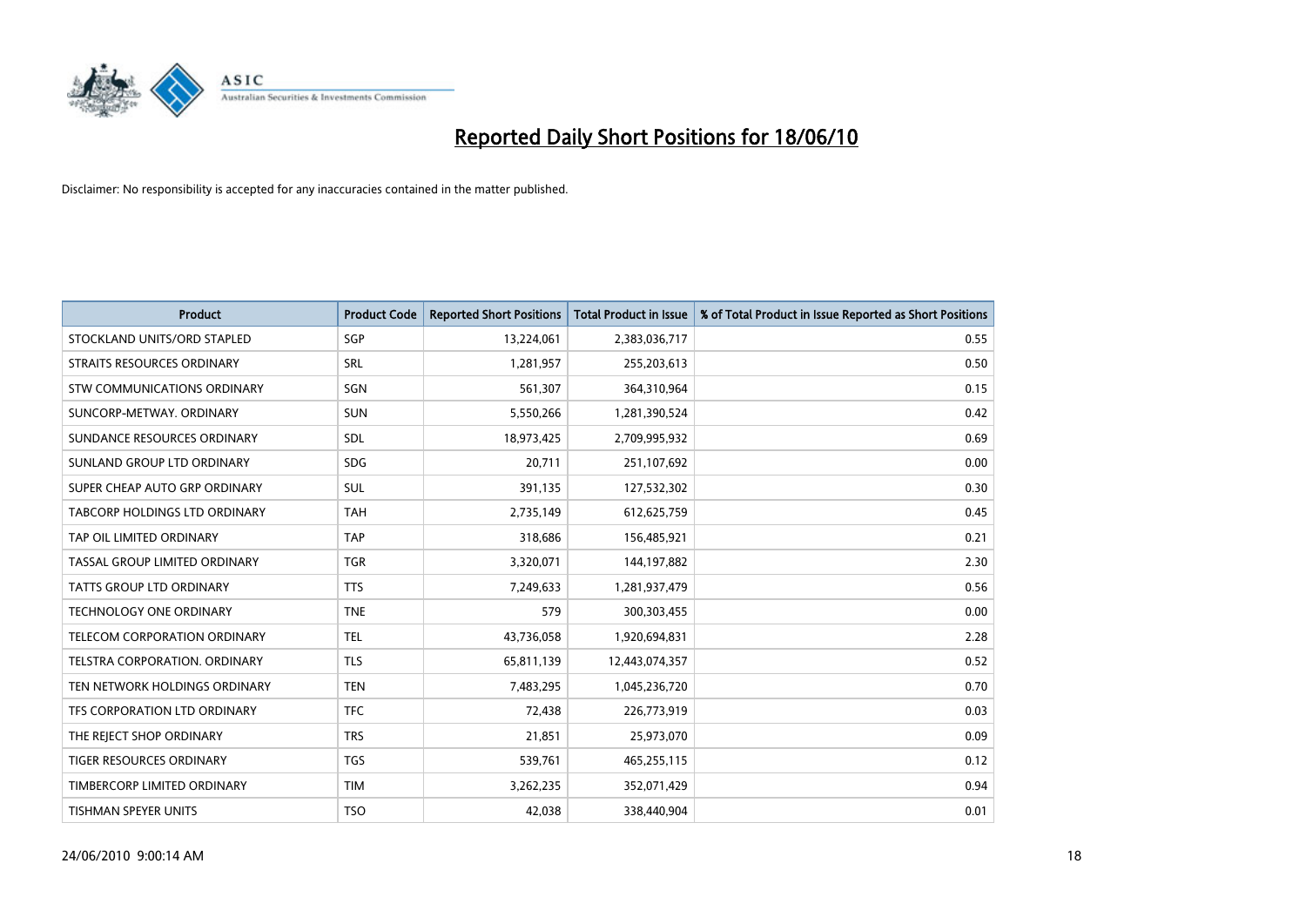# Reported Daily Short Positions for 18/06/10

Disclaimer: No responsibility is accepted for any inaccuracies contained in the matter published.

| Product | Product Code | Reported Short Positions | Total Product in Issue | % of Total Product in Issue Reported as Short Positions |
|---|---|---|---|---|
| STOCKLAND UNITS/ORD STAPLED | SGP | 13,224,061 | 2,383,036,717 | 0.55 |
| STRAITS RESOURCES ORDINARY | SRL | 1,281,957 | 255,203,613 | 0.50 |
| STW COMMUNICATIONS ORDINARY | SGN | 561,307 | 364,310,964 | 0.15 |
| SUNCORP-METWAY. ORDINARY | SUN | 5,550,266 | 1,281,390,524 | 0.42 |
| SUNDANCE RESOURCES ORDINARY | SDL | 18,973,425 | 2,709,995,932 | 0.69 |
| SUNLAND GROUP LTD ORDINARY | SDG | 20,711 | 251,107,692 | 0.00 |
| SUPER CHEAP AUTO GRP ORDINARY | SUL | 391,135 | 127,532,302 | 0.30 |
| TABCORP HOLDINGS LTD ORDINARY | TAH | 2,735,149 | 612,625,759 | 0.45 |
| TAP OIL LIMITED ORDINARY | TAP | 318,686 | 156,485,921 | 0.21 |
| TASSAL GROUP LIMITED ORDINARY | TGR | 3,320,071 | 144,197,882 | 2.30 |
| TATTS GROUP LTD ORDINARY | TTS | 7,249,633 | 1,281,937,479 | 0.56 |
| TECHNOLOGY ONE ORDINARY | TNE | 579 | 300,303,455 | 0.00 |
| TELECOM CORPORATION ORDINARY | TEL | 43,736,058 | 1,920,694,831 | 2.28 |
| TELSTRA CORPORATION. ORDINARY | TLS | 65,811,139 | 12,443,074,357 | 0.52 |
| TEN NETWORK HOLDINGS ORDINARY | TEN | 7,483,295 | 1,045,236,720 | 0.70 |
| TFS CORPORATION LTD ORDINARY | TFC | 72,438 | 226,773,919 | 0.03 |
| THE REJECT SHOP ORDINARY | TRS | 21,851 | 25,973,070 | 0.09 |
| TIGER RESOURCES ORDINARY | TGS | 539,761 | 465,255,115 | 0.12 |
| TIMBERCORP LIMITED ORDINARY | TIM | 3,262,235 | 352,071,429 | 0.94 |
| TISHMAN SPEYER UNITS | TSO | 42,038 | 338,440,904 | 0.01 |

24/06/2010 9:00:14 AM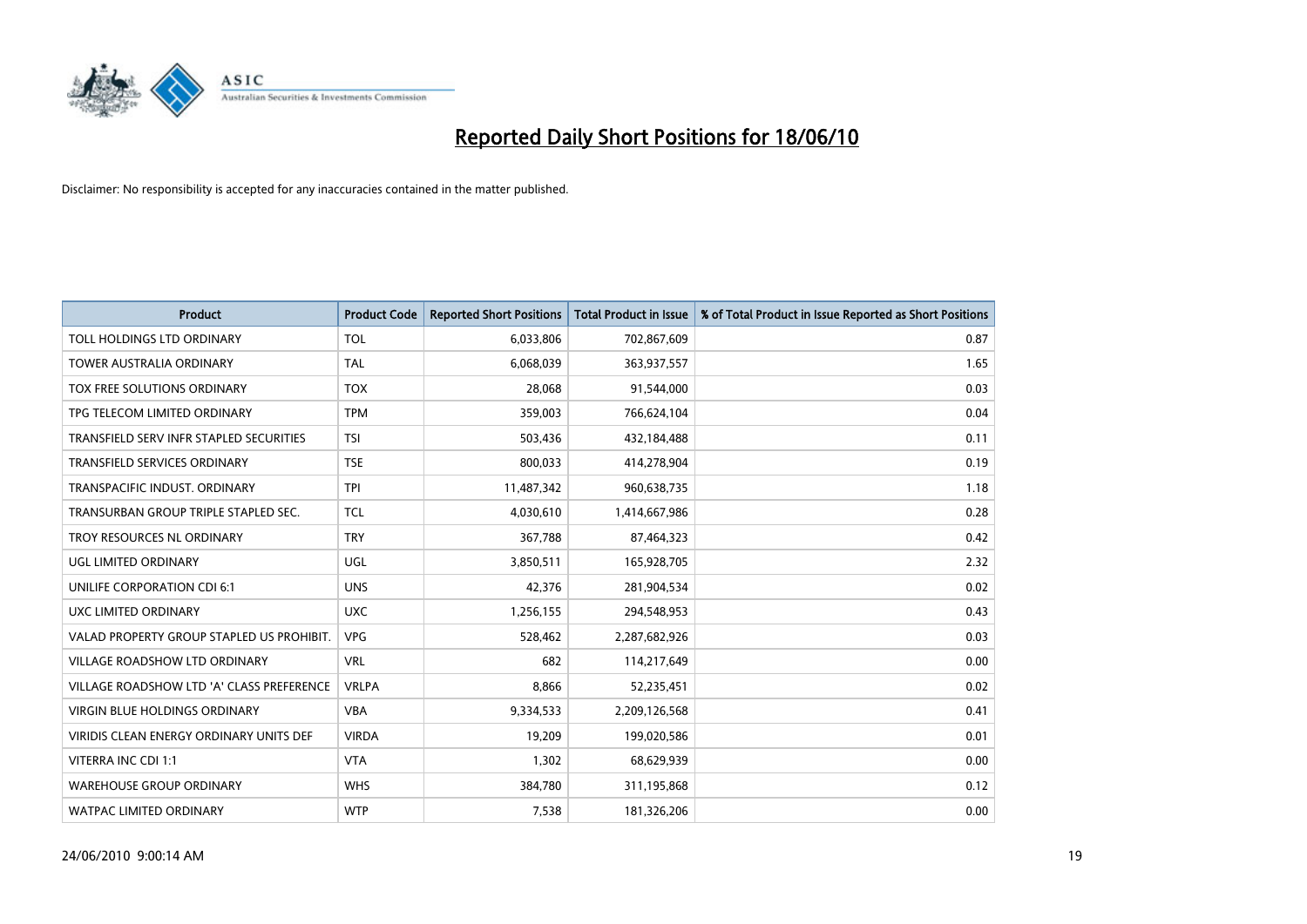# Reported Daily Short Positions for 18/06/10

Disclaimer: No responsibility is accepted for any inaccuracies contained in the matter published.

| Product | Product Code | Reported Short Positions | Total Product in Issue | % of Total Product in Issue Reported as Short Positions |
|---|---|---|---|---|
| TOLL HOLDINGS LTD ORDINARY | TOL | 6,033,806 | 702,867,609 | 0.87 |
| TOWER AUSTRALIA ORDINARY | TAL | 6,068,039 | 363,937,557 | 1.65 |
| TOX FREE SOLUTIONS ORDINARY | TOX | 28,068 | 91,544,000 | 0.03 |
| TPG TELECOM LIMITED ORDINARY | TPM | 359,003 | 766,624,104 | 0.04 |
| TRANSFIELD SERV INFR STAPLED SECURITIES | TSI | 503,436 | 432,184,488 | 0.11 |
| TRANSFIELD SERVICES ORDINARY | TSE | 800,033 | 414,278,904 | 0.19 |
| TRANSPACIFIC INDUST. ORDINARY | TPI | 11,487,342 | 960,638,735 | 1.18 |
| TRANSURBAN GROUP TRIPLE STAPLED SEC. | TCL | 4,030,610 | 1,414,667,986 | 0.28 |
| TROY RESOURCES NL ORDINARY | TRY | 367,788 | 87,464,323 | 0.42 |
| UGL LIMITED ORDINARY | UGL | 3,850,511 | 165,928,705 | 2.32 |
| UNILIFE CORPORATION CDI 6:1 | UNS | 42,376 | 281,904,534 | 0.02 |
| UXC LIMITED ORDINARY | UXC | 1,256,155 | 294,548,953 | 0.43 |
| VALAD PROPERTY GROUP STAPLED US PROHIBIT. | VPG | 528,462 | 2,287,682,926 | 0.03 |
| VILLAGE ROADSHOW LTD ORDINARY | VRL | 682 | 114,217,649 | 0.00 |
| VILLAGE ROADSHOW LTD 'A' CLASS PREFERENCE | VRLPA | 8,866 | 52,235,451 | 0.02 |
| VIRGIN BLUE HOLDINGS ORDINARY | VBA | 9,334,533 | 2,209,126,568 | 0.41 |
| VIRIDIS CLEAN ENERGY ORDINARY UNITS DEF | VIRDA | 19,209 | 199,020,586 | 0.01 |
| VITERRA INC CDI 1:1 | VTA | 1,302 | 68,629,939 | 0.00 |
| WAREHOUSE GROUP ORDINARY | WHS | 384,780 | 311,195,868 | 0.12 |
| WATPAC LIMITED ORDINARY | WTP | 7,538 | 181,326,206 | 0.00 |

24/06/2010 9:00:14 AM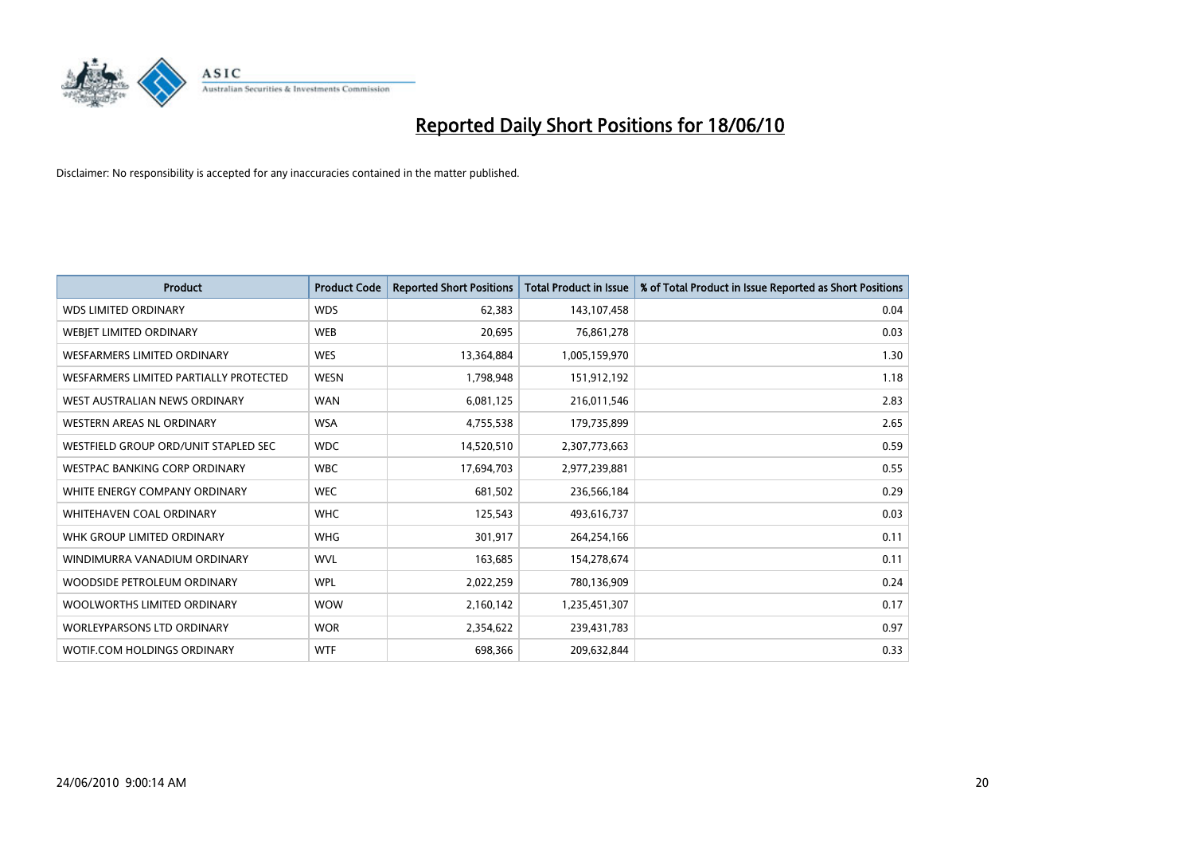# Reported Daily Short Positions for 18/06/10

Disclaimer: No responsibility is accepted for any inaccuracies contained in the matter published.

| Product | Product Code | Reported Short Positions | Total Product in Issue | % of Total Product in Issue Reported as Short Positions |
|---|---|---|---|---|
| WDS LIMITED ORDINARY | WDS | 62,383 | 143,107,458 | 0.04 |
| WEBJET LIMITED ORDINARY | WEB | 20,695 | 76,861,278 | 0.03 |
| WESFARMERS LIMITED ORDINARY | WES | 13,364,884 | 1,005,159,970 | 1.30 |
| WESFARMERS LIMITED PARTIALLY PROTECTED | WESN | 1,798,948 | 151,912,192 | 1.18 |
| WEST AUSTRALIAN NEWS ORDINARY | WAN | 6,081,125 | 216,011,546 | 2.83 |
| WESTERN AREAS NL ORDINARY | WSA | 4,755,538 | 179,735,899 | 2.65 |
| WESTFIELD GROUP ORD/UNIT STAPLED SEC | WDC | 14,520,510 | 2,307,773,663 | 0.59 |
| WESTPAC BANKING CORP ORDINARY | WBC | 17,694,703 | 2,977,239,881 | 0.55 |
| WHITE ENERGY COMPANY ORDINARY | WEC | 681,502 | 236,566,184 | 0.29 |
| WHITEHAVEN COAL ORDINARY | WHC | 125,543 | 493,616,737 | 0.03 |
| WHK GROUP LIMITED ORDINARY | WHG | 301,917 | 264,254,166 | 0.11 |
| WINDIMURRA VANADIUM ORDINARY | WVL | 163,685 | 154,278,674 | 0.11 |
| WOODSIDE PETROLEUM ORDINARY | WPL | 2,022,259 | 780,136,909 | 0.24 |
| WOOLWORTHS LIMITED ORDINARY | WOW | 2,160,142 | 1,235,451,307 | 0.17 |
| WORLEYPARSONS LTD ORDINARY | WOR | 2,354,622 | 239,431,783 | 0.97 |
| WOTIF.COM HOLDINGS ORDINARY | WTF | 698,366 | 209,632,844 | 0.33 |